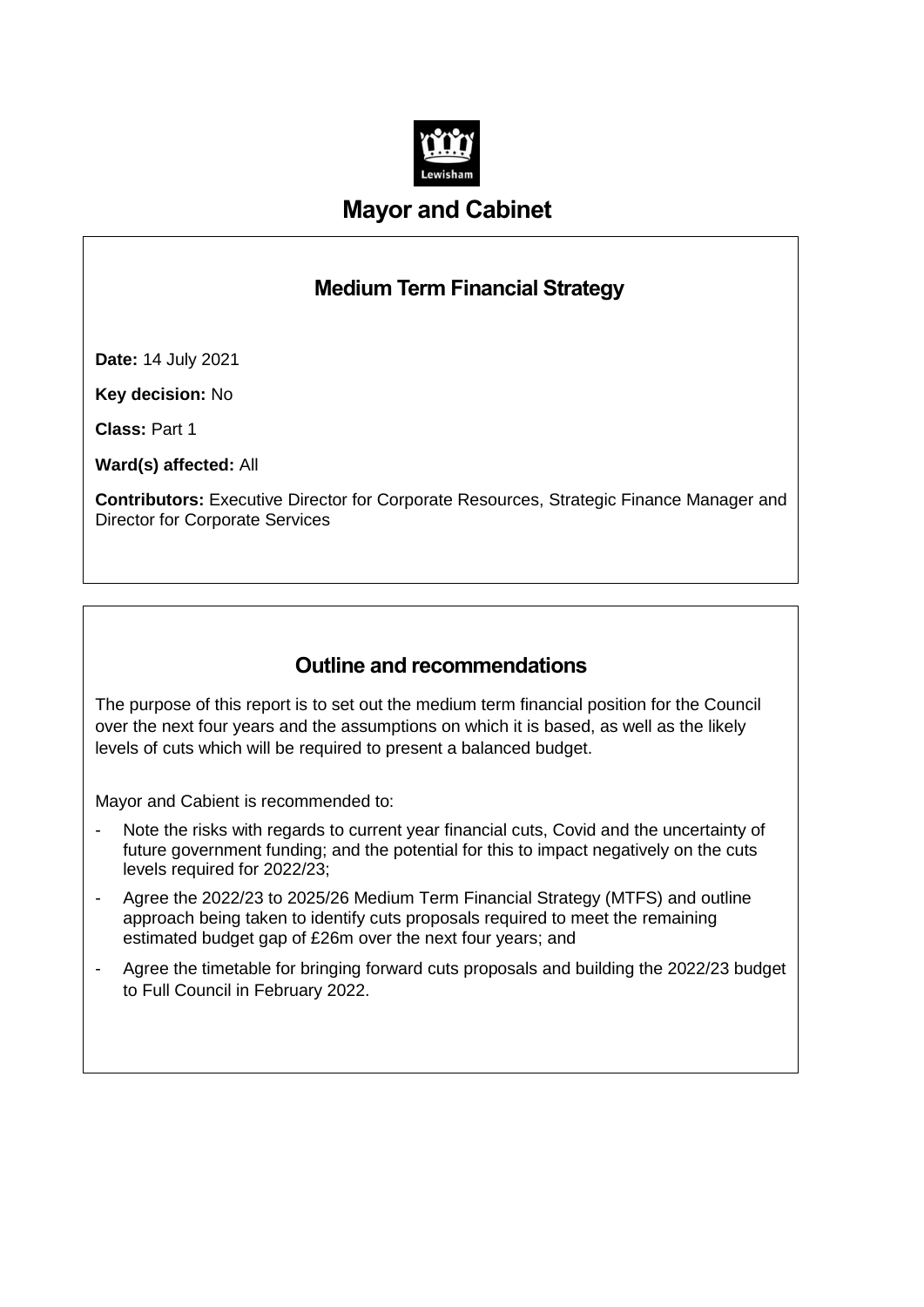# Mayor and Cabinet

## Medium Term Financial Strategy

**Date:** 14 July 2021

**Key decision:** No

**Class:** Part 1

**Ward(s) affected:** All

**Contributors:** Executive Director for Corporate Resources, Strategic Finance Manager and Director for Corporate Services

## Outline and recommendations

The purpose of this report is to set out the medium term financial position for the Council over the next four years and the assumptions on which it is based, as well as the likely levels of cuts which will be required to present a balanced budget.

Mayor and Cabient is recommended to:

- Note the risks with regards to current year financial cuts, Covid and the uncertainty of future government funding; and the potential for this to impact negatively on the cuts levels required for 2022/23;
- Agree the 2022/23 to 2025/26 Medium Term Financial Strategy (MTFS) and outline approach being taken to identify cuts proposals required to meet the remaining estimated budget gap of £26m over the next four years; and
- Agree the timetable for bringing forward cuts proposals and building the 2022/23 budget to Full Council in February 2022.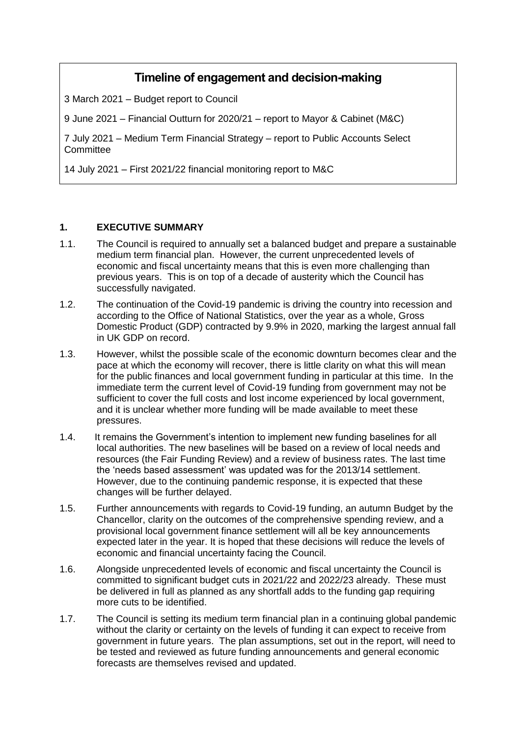## Timeline of engagement and decision-making

3 March 2021 – Budget report to Council

9 June 2021 – Financial Outturn for 2020/21 – report to Mayor & Cabinet (M&C)

7 July 2021 – Medium Term Financial Strategy – report to Public Accounts Select Committee

14 July 2021 – First 2021/22 financial monitoring report to M&C

### 1. EXECUTIVE SUMMARY

1.1. The Council is required to annually set a balanced budget and prepare a sustainable medium term financial plan. However, the current unprecedented levels of economic and fiscal uncertainty means that this is even more challenging than previous years. This is on top of a decade of austerity which the Council has successfully navigated.

1.2. The continuation of the Covid-19 pandemic is driving the country into recession and according to the Office of National Statistics, over the year as a whole, Gross Domestic Product (GDP) contracted by 9.9% in 2020, marking the largest annual fall in UK GDP on record.

1.3. However, whilst the possible scale of the economic downturn becomes clear and the pace at which the economy will recover, there is little clarity on what this will mean for the public finances and local government funding in particular at this time. In the immediate term the current level of Covid-19 funding from government may not be sufficient to cover the full costs and lost income experienced by local government, and it is unclear whether more funding will be made available to meet these pressures.

1.4. It remains the Government's intention to implement new funding baselines for all local authorities. The new baselines will be based on a review of local needs and resources (the Fair Funding Review) and a review of business rates. The last time the 'needs based assessment' was updated was for the 2013/14 settlement. However, due to the continuing pandemic response, it is expected that these changes will be further delayed.

1.5. Further announcements with regards to Covid-19 funding, an autumn Budget by the Chancellor, clarity on the outcomes of the comprehensive spending review, and a provisional local government finance settlement will all be key announcements expected later in the year. It is hoped that these decisions will reduce the levels of economic and financial uncertainty facing the Council.

1.6. Alongside unprecedented levels of economic and fiscal uncertainty the Council is committed to significant budget cuts in 2021/22 and 2022/23 already. These must be delivered in full as planned as any shortfall adds to the funding gap requiring more cuts to be identified.

1.7. The Council is setting its medium term financial plan in a continuing global pandemic without the clarity or certainty on the levels of funding it can expect to receive from government in future years. The plan assumptions, set out in the report, will need to be tested and reviewed as future funding announcements and general economic forecasts are themselves revised and updated.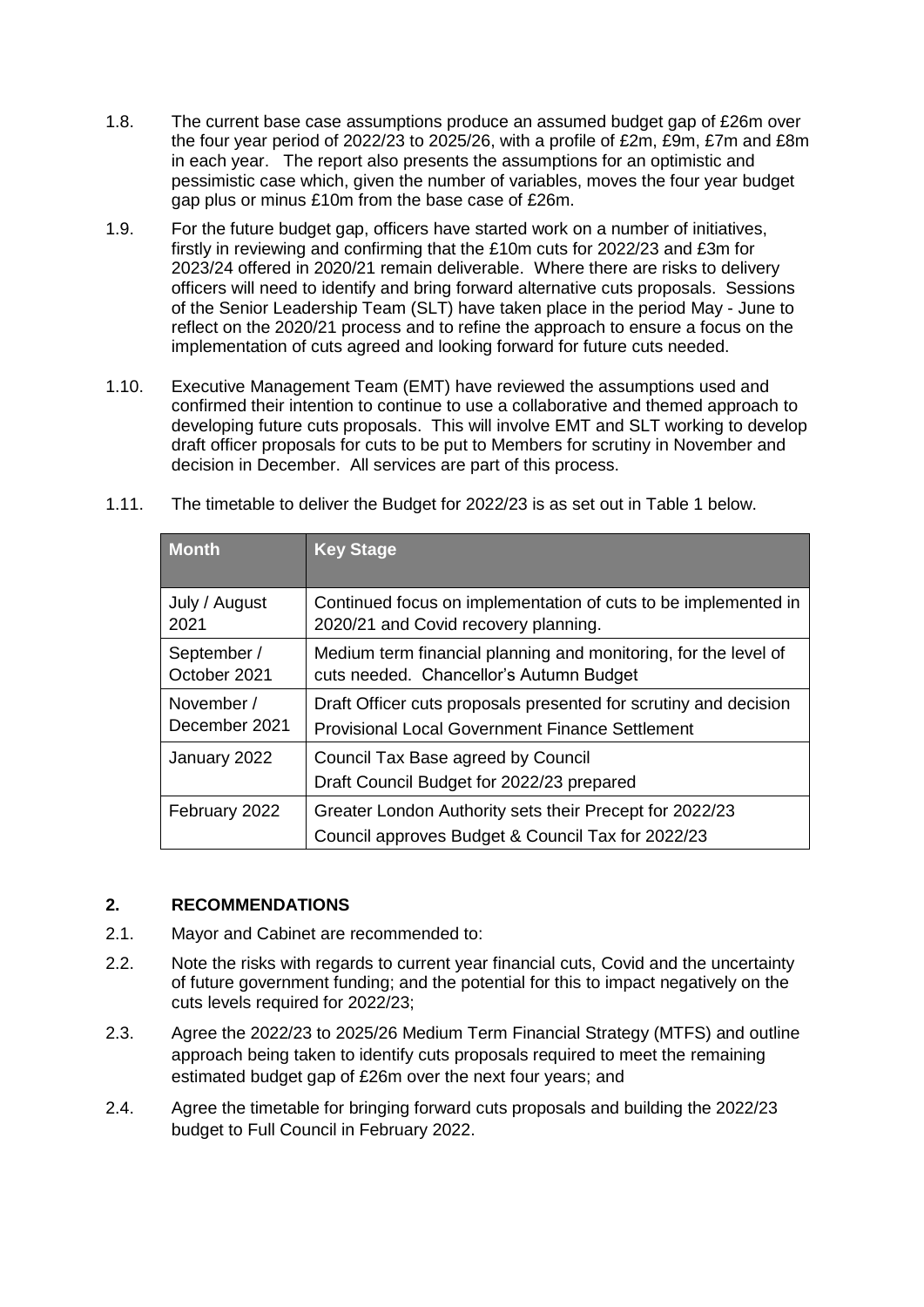1.8. The current base case assumptions produce an assumed budget gap of £26m over the four year period of 2022/23 to 2025/26, with a profile of £2m, £9m, £7m and £8m in each year. The report also presents the assumptions for an optimistic and pessimistic case which, given the number of variables, moves the four year budget gap plus or minus £10m from the base case of £26m.

1.9. For the future budget gap, officers have started work on a number of initiatives, firstly in reviewing and confirming that the £10m cuts for 2022/23 and £3m for 2023/24 offered in 2020/21 remain deliverable. Where there are risks to delivery officers will need to identify and bring forward alternative cuts proposals. Sessions of the Senior Leadership Team (SLT) have taken place in the period May - June to reflect on the 2020/21 process and to refine the approach to ensure a focus on the implementation of cuts agreed and looking forward for future cuts needed.

1.10. Executive Management Team (EMT) have reviewed the assumptions used and confirmed their intention to continue to use a collaborative and themed approach to developing future cuts proposals. This will involve EMT and SLT working to develop draft officer proposals for cuts to be put to Members for scrutiny in November and decision in December. All services are part of this process.

1.11. The timetable to deliver the Budget for 2022/23 is as set out in Table 1 below.

| Month | Key Stage |
|---|---|
| July / August 2021 | Continued focus on implementation of cuts to be implemented in 2020/21 and Covid recovery planning. |
| September / October 2021 | Medium term financial planning and monitoring, for the level of cuts needed. Chancellor's Autumn Budget |
| November / December 2021 | Draft Officer cuts proposals presented for scrutiny and decision<br>Provisional Local Government Finance Settlement |
| January 2022 | Council Tax Base agreed by Council<br>Draft Council Budget for 2022/23 prepared |
| February 2022 | Greater London Authority sets their Precept for 2022/23<br>Council approves Budget & Council Tax for 2022/23 |

## 2. RECOMMENDATIONS

2.1. Mayor and Cabinet are recommended to:

2.2. Note the risks with regards to current year financial cuts, Covid and the uncertainty of future government funding; and the potential for this to impact negatively on the cuts levels required for 2022/23;

2.3. Agree the 2022/23 to 2025/26 Medium Term Financial Strategy (MTFS) and outline approach being taken to identify cuts proposals required to meet the remaining estimated budget gap of £26m over the next four years; and

2.4. Agree the timetable for bringing forward cuts proposals and building the 2022/23 budget to Full Council in February 2022.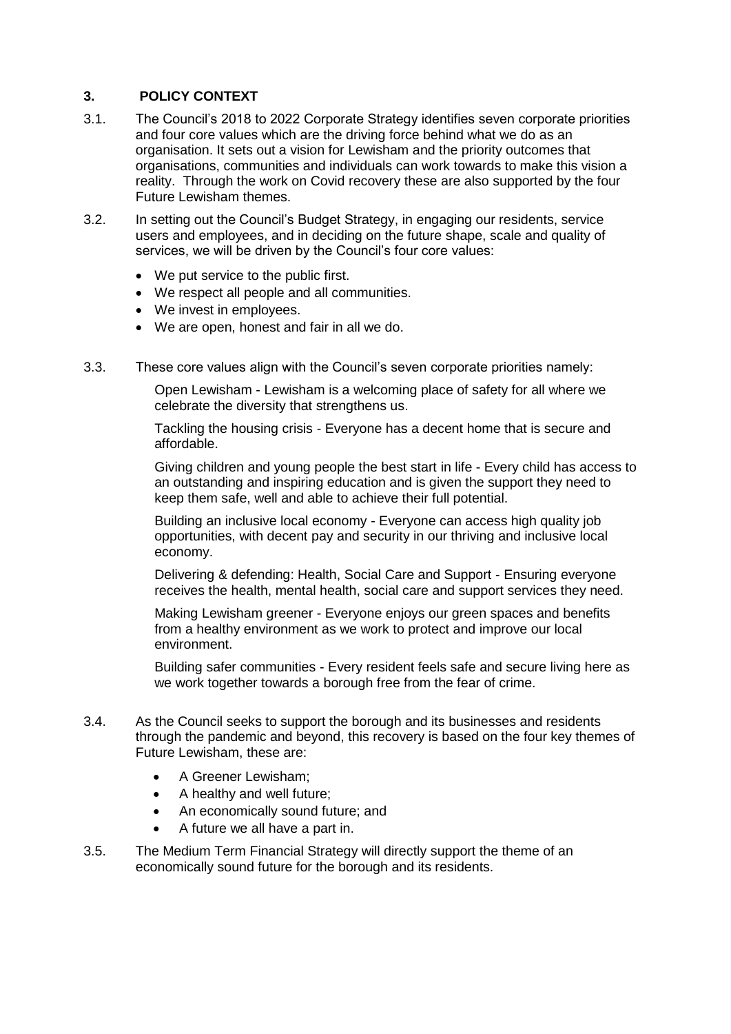## 3. POLICY CONTEXT

3.1. The Council's 2018 to 2022 Corporate Strategy identifies seven corporate priorities and four core values which are the driving force behind what we do as an organisation. It sets out a vision for Lewisham and the priority outcomes that organisations, communities and individuals can work towards to make this vision a reality. Through the work on Covid recovery these are also supported by the four Future Lewisham themes.

3.2. In setting out the Council's Budget Strategy, in engaging our residents, service users and employees, and in deciding on the future shape, scale and quality of services, we will be driven by the Council's four core values:

- We put service to the public first.
- We respect all people and all communities.
- We invest in employees.
- We are open, honest and fair in all we do.

3.3. These core values align with the Council's seven corporate priorities namely:

Open Lewisham - Lewisham is a welcoming place of safety for all where we celebrate the diversity that strengthens us.

Tackling the housing crisis - Everyone has a decent home that is secure and affordable.

Giving children and young people the best start in life - Every child has access to an outstanding and inspiring education and is given the support they need to keep them safe, well and able to achieve their full potential.

Building an inclusive local economy - Everyone can access high quality job opportunities, with decent pay and security in our thriving and inclusive local economy.

Delivering & defending: Health, Social Care and Support - Ensuring everyone receives the health, mental health, social care and support services they need.

Making Lewisham greener - Everyone enjoys our green spaces and benefits from a healthy environment as we work to protect and improve our local environment.

Building safer communities - Every resident feels safe and secure living here as we work together towards a borough free from the fear of crime.

3.4. As the Council seeks to support the borough and its businesses and residents through the pandemic and beyond, this recovery is based on the four key themes of Future Lewisham, these are:

- A Greener Lewisham;
- A healthy and well future;
- An economically sound future; and
- A future we all have a part in.

3.5. The Medium Term Financial Strategy will directly support the theme of an economically sound future for the borough and its residents.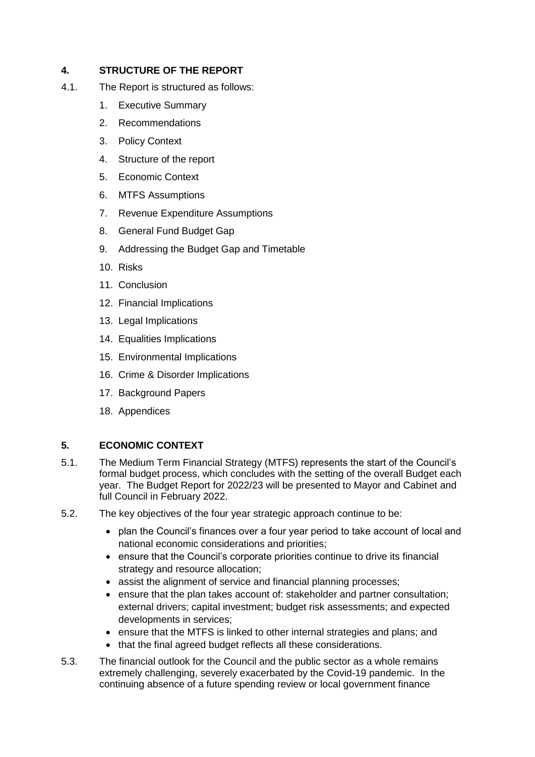## 4. STRUCTURE OF THE REPORT

4.1. The Report is structured as follows:

1. Executive Summary
2. Recommendations
3. Policy Context
4. Structure of the report
5. Economic Context
6. MTFS Assumptions
7. Revenue Expenditure Assumptions
8. General Fund Budget Gap
9. Addressing the Budget Gap and Timetable
10. Risks
11. Conclusion
12. Financial Implications
13. Legal Implications
14. Equalities Implications
15. Environmental Implications
16. Crime & Disorder Implications
17. Background Papers
18. Appendices

## 5. ECONOMIC CONTEXT

5.1. The Medium Term Financial Strategy (MTFS) represents the start of the Council's formal budget process, which concludes with the setting of the overall Budget each year. The Budget Report for 2022/23 will be presented to Mayor and Cabinet and full Council in February 2022.

5.2. The key objectives of the four year strategic approach continue to be:

- plan the Council's finances over a four year period to take account of local and national economic considerations and priorities;
- ensure that the Council's corporate priorities continue to drive its financial strategy and resource allocation;
- assist the alignment of service and financial planning processes;
- ensure that the plan takes account of: stakeholder and partner consultation; external drivers; capital investment; budget risk assessments; and expected developments in services;
- ensure that the MTFS is linked to other internal strategies and plans; and
- that the final agreed budget reflects all these considerations.

5.3. The financial outlook for the Council and the public sector as a whole remains extremely challenging, severely exacerbated by the Covid-19 pandemic. In the continuing absence of a future spending review or local government finance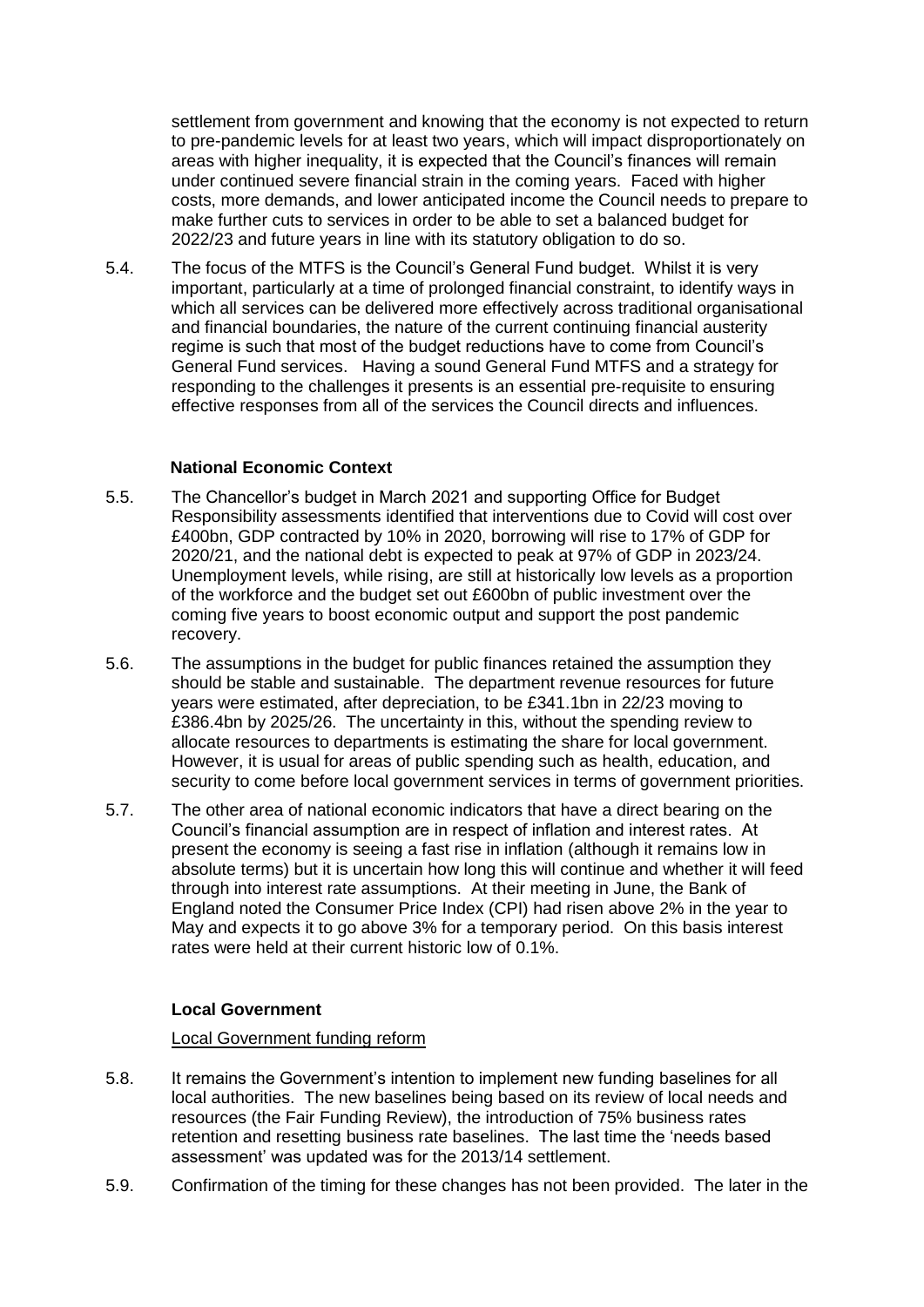settlement from government and knowing that the economy is not expected to return to pre-pandemic levels for at least two years, which will impact disproportionately on areas with higher inequality, it is expected that the Council's finances will remain under continued severe financial strain in the coming years. Faced with higher costs, more demands, and lower anticipated income the Council needs to prepare to make further cuts to services in order to be able to set a balanced budget for 2022/23 and future years in line with its statutory obligation to do so.

5.4. The focus of the MTFS is the Council's General Fund budget. Whilst it is very important, particularly at a time of prolonged financial constraint, to identify ways in which all services can be delivered more effectively across traditional organisational and financial boundaries, the nature of the current continuing financial austerity regime is such that most of the budget reductions have to come from Council's General Fund services. Having a sound General Fund MTFS and a strategy for responding to the challenges it presents is an essential pre-requisite to ensuring effective responses from all of the services the Council directs and influences.

**National Economic Context**

5.5. The Chancellor's budget in March 2021 and supporting Office for Budget Responsibility assessments identified that interventions due to Covid will cost over £400bn, GDP contracted by 10% in 2020, borrowing will rise to 17% of GDP for 2020/21, and the national debt is expected to peak at 97% of GDP in 2023/24. Unemployment levels, while rising, are still at historically low levels as a proportion of the workforce and the budget set out £600bn of public investment over the coming five years to boost economic output and support the post pandemic recovery.

5.6. The assumptions in the budget for public finances retained the assumption they should be stable and sustainable. The department revenue resources for future years were estimated, after depreciation, to be £341.1bn in 22/23 moving to £386.4bn by 2025/26. The uncertainty in this, without the spending review to allocate resources to departments is estimating the share for local government. However, it is usual for areas of public spending such as health, education, and security to come before local government services in terms of government priorities.

5.7. The other area of national economic indicators that have a direct bearing on the Council's financial assumption are in respect of inflation and interest rates. At present the economy is seeing a fast rise in inflation (although it remains low in absolute terms) but it is uncertain how long this will continue and whether it will feed through into interest rate assumptions. At their meeting in June, the Bank of England noted the Consumer Price Index (CPI) had risen above 2% in the year to May and expects it to go above 3% for a temporary period. On this basis interest rates were held at their current historic low of 0.1%.

**Local Government**

Local Government funding reform

5.8. It remains the Government's intention to implement new funding baselines for all local authorities. The new baselines being based on its review of local needs and resources (the Fair Funding Review), the introduction of 75% business rates retention and resetting business rate baselines. The last time the 'needs based assessment' was updated was for the 2013/14 settlement.

5.9. Confirmation of the timing for these changes has not been provided. The later in the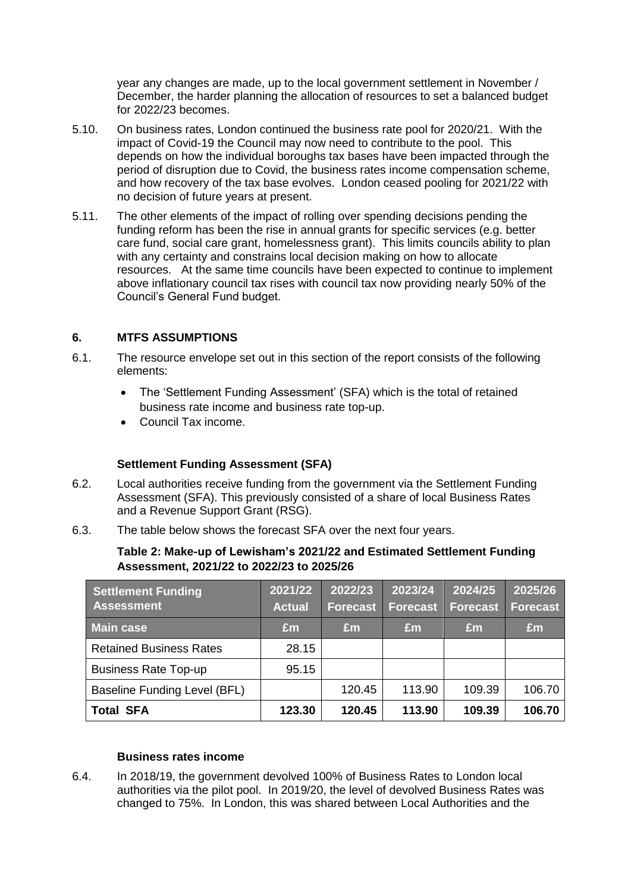year any changes are made, up to the local government settlement in November / December, the harder planning the allocation of resources to set a balanced budget for 2022/23 becomes.

5.10. On business rates, London continued the business rate pool for 2020/21. With the impact of Covid-19 the Council may now need to contribute to the pool. This depends on how the individual boroughs tax bases have been impacted through the period of disruption due to Covid, the business rates income compensation scheme, and how recovery of the tax base evolves. London ceased pooling for 2021/22 with no decision of future years at present.

5.11. The other elements of the impact of rolling over spending decisions pending the funding reform has been the rise in annual grants for specific services (e.g. better care fund, social care grant, homelessness grant). This limits councils ability to plan with any certainty and constrains local decision making on how to allocate resources. At the same time councils have been expected to continue to implement above inflationary council tax rises with council tax now providing nearly 50% of the Council's General Fund budget.

## 6. MTFS ASSUMPTIONS

6.1. The resource envelope set out in this section of the report consists of the following elements:

- The 'Settlement Funding Assessment' (SFA) which is the total of retained business rate income and business rate top-up.
- Council Tax income.

### Settlement Funding Assessment (SFA)

6.2. Local authorities receive funding from the government via the Settlement Funding Assessment (SFA). This previously consisted of a share of local Business Rates and a Revenue Support Grant (RSG).

6.3. The table below shows the forecast SFA over the next four years.

**Table 2: Make-up of Lewisham's 2021/22 and Estimated Settlement Funding Assessment, 2021/22 to 2022/23 to 2025/26**

| Settlement Funding Assessment | 2021/22 Actual | 2022/23 Forecast | 2023/24 Forecast | 2024/25 Forecast | 2025/26 Forecast |
|---|---|---|---|---|---|
| **Main case** | **£m** | **£m** | **£m** | **£m** | **£m** |
| Retained Business Rates | 28.15 | | | | |
| Business Rate Top-up | 95.15 | | | | |
| Baseline Funding Level (BFL) | | 120.45 | 113.90 | 109.39 | 106.70 |
| **Total SFA** | **123.30** | **120.45** | **113.90** | **109.39** | **106.70** |

### Business rates income

6.4. In 2018/19, the government devolved 100% of Business Rates to London local authorities via the pilot pool. In 2019/20, the level of devolved Business Rates was changed to 75%. In London, this was shared between Local Authorities and the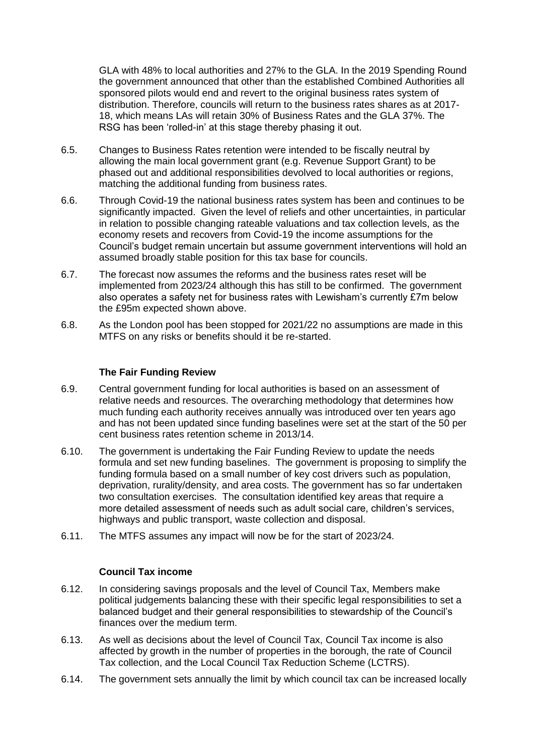GLA with 48% to local authorities and 27% to the GLA. In the 2019 Spending Round the government announced that other than the established Combined Authorities all sponsored pilots would end and revert to the original business rates system of distribution. Therefore, councils will return to the business rates shares as at 2017-18, which means LAs will retain 30% of Business Rates and the GLA 37%. The RSG has been 'rolled-in' at this stage thereby phasing it out.

6.5. Changes to Business Rates retention were intended to be fiscally neutral by allowing the main local government grant (e.g. Revenue Support Grant) to be phased out and additional responsibilities devolved to local authorities or regions, matching the additional funding from business rates.

6.6. Through Covid-19 the national business rates system has been and continues to be significantly impacted. Given the level of reliefs and other uncertainties, in particular in relation to possible changing rateable valuations and tax collection levels, as the economy resets and recovers from Covid-19 the income assumptions for the Council's budget remain uncertain but assume government interventions will hold an assumed broadly stable position for this tax base for councils.

6.7. The forecast now assumes the reforms and the business rates reset will be implemented from 2023/24 although this has still to be confirmed. The government also operates a safety net for business rates with Lewisham's currently £7m below the £95m expected shown above.

6.8. As the London pool has been stopped for 2021/22 no assumptions are made in this MTFS on any risks or benefits should it be re-started.

### The Fair Funding Review

6.9. Central government funding for local authorities is based on an assessment of relative needs and resources. The overarching methodology that determines how much funding each authority receives annually was introduced over ten years ago and has not been updated since funding baselines were set at the start of the 50 per cent business rates retention scheme in 2013/14.

6.10. The government is undertaking the Fair Funding Review to update the needs formula and set new funding baselines. The government is proposing to simplify the funding formula based on a small number of key cost drivers such as population, deprivation, rurality/density, and area costs. The government has so far undertaken two consultation exercises. The consultation identified key areas that require a more detailed assessment of needs such as adult social care, children's services, highways and public transport, waste collection and disposal.

6.11. The MTFS assumes any impact will now be for the start of 2023/24.

### Council Tax income

6.12. In considering savings proposals and the level of Council Tax, Members make political judgements balancing these with their specific legal responsibilities to set a balanced budget and their general responsibilities to stewardship of the Council's finances over the medium term.

6.13. As well as decisions about the level of Council Tax, Council Tax income is also affected by growth in the number of properties in the borough, the rate of Council Tax collection, and the Local Council Tax Reduction Scheme (LCTRS).

6.14. The government sets annually the limit by which council tax can be increased locally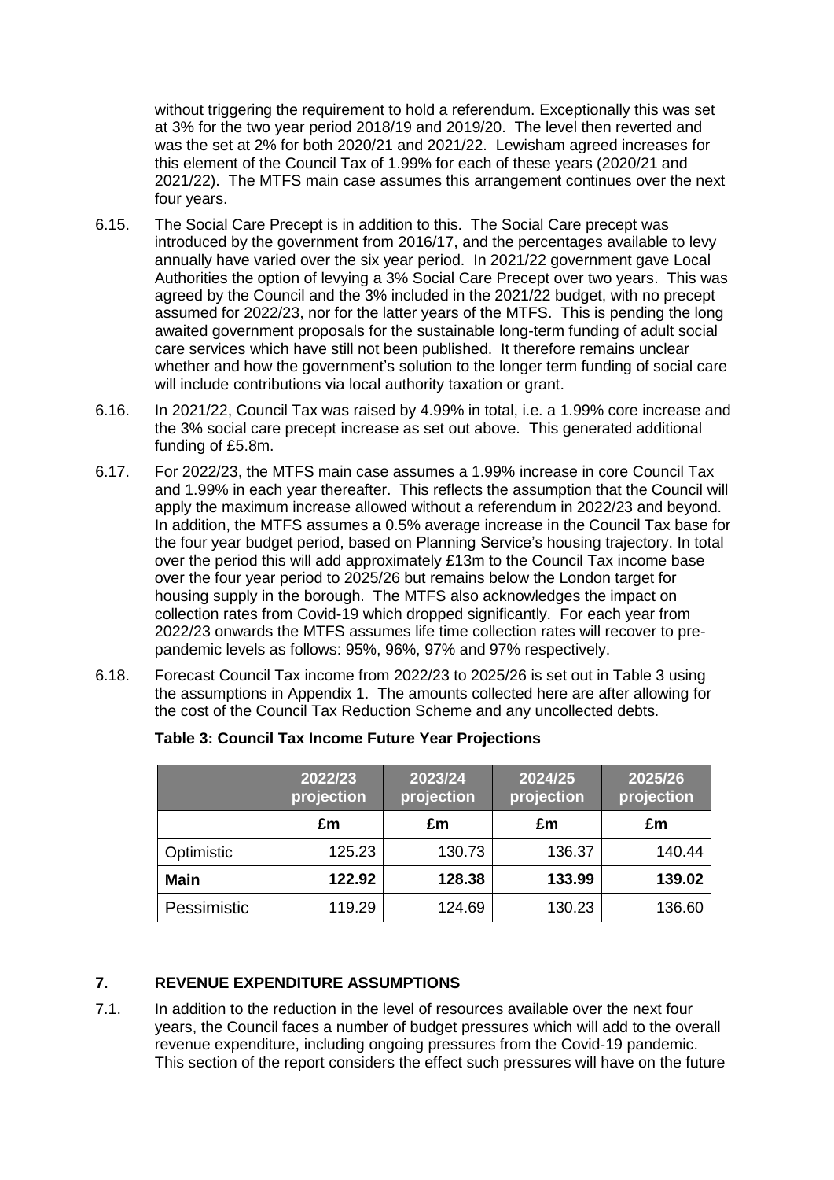without triggering the requirement to hold a referendum. Exceptionally this was set at 3% for the two year period 2018/19 and 2019/20. The level then reverted and was the set at 2% for both 2020/21 and 2021/22. Lewisham agreed increases for this element of the Council Tax of 1.99% for each of these years (2020/21 and 2021/22). The MTFS main case assumes this arrangement continues over the next four years.

6.15. The Social Care Precept is in addition to this. The Social Care precept was introduced by the government from 2016/17, and the percentages available to levy annually have varied over the six year period. In 2021/22 government gave Local Authorities the option of levying a 3% Social Care Precept over two years. This was agreed by the Council and the 3% included in the 2021/22 budget, with no precept assumed for 2022/23, nor for the latter years of the MTFS. This is pending the long awaited government proposals for the sustainable long-term funding of adult social care services which have still not been published. It therefore remains unclear whether and how the government's solution to the longer term funding of social care will include contributions via local authority taxation or grant.

6.16. In 2021/22, Council Tax was raised by 4.99% in total, i.e. a 1.99% core increase and the 3% social care precept increase as set out above. This generated additional funding of £5.8m.

6.17. For 2022/23, the MTFS main case assumes a 1.99% increase in core Council Tax and 1.99% in each year thereafter. This reflects the assumption that the Council will apply the maximum increase allowed without a referendum in 2022/23 and beyond. In addition, the MTFS assumes a 0.5% average increase in the Council Tax base for the four year budget period, based on Planning Service's housing trajectory. In total over the period this will add approximately £13m to the Council Tax income base over the four year period to 2025/26 but remains below the London target for housing supply in the borough. The MTFS also acknowledges the impact on collection rates from Covid-19 which dropped significantly. For each year from 2022/23 onwards the MTFS assumes life time collection rates will recover to pre-pandemic levels as follows: 95%, 96%, 97% and 97% respectively.

6.18. Forecast Council Tax income from 2022/23 to 2025/26 is set out in Table 3 using the assumptions in Appendix 1. The amounts collected here are after allowing for the cost of the Council Tax Reduction Scheme and any uncollected debts.

**Table 3: Council Tax Income Future Year Projections**

| | 2022/23 projection | 2023/24 projection | 2024/25 projection | 2025/26 projection |
|---|---|---|---|---|
| | £m | £m | £m | £m |
| Optimistic | 125.23 | 130.73 | 136.37 | 140.44 |
| **Main** | **122.92** | **128.38** | **133.99** | **139.02** |
| Pessimistic | 119.29 | 124.69 | 130.23 | 136.60 |

## 7. REVENUE EXPENDITURE ASSUMPTIONS

7.1. In addition to the reduction in the level of resources available over the next four years, the Council faces a number of budget pressures which will add to the overall revenue expenditure, including ongoing pressures from the Covid-19 pandemic. This section of the report considers the effect such pressures will have on the future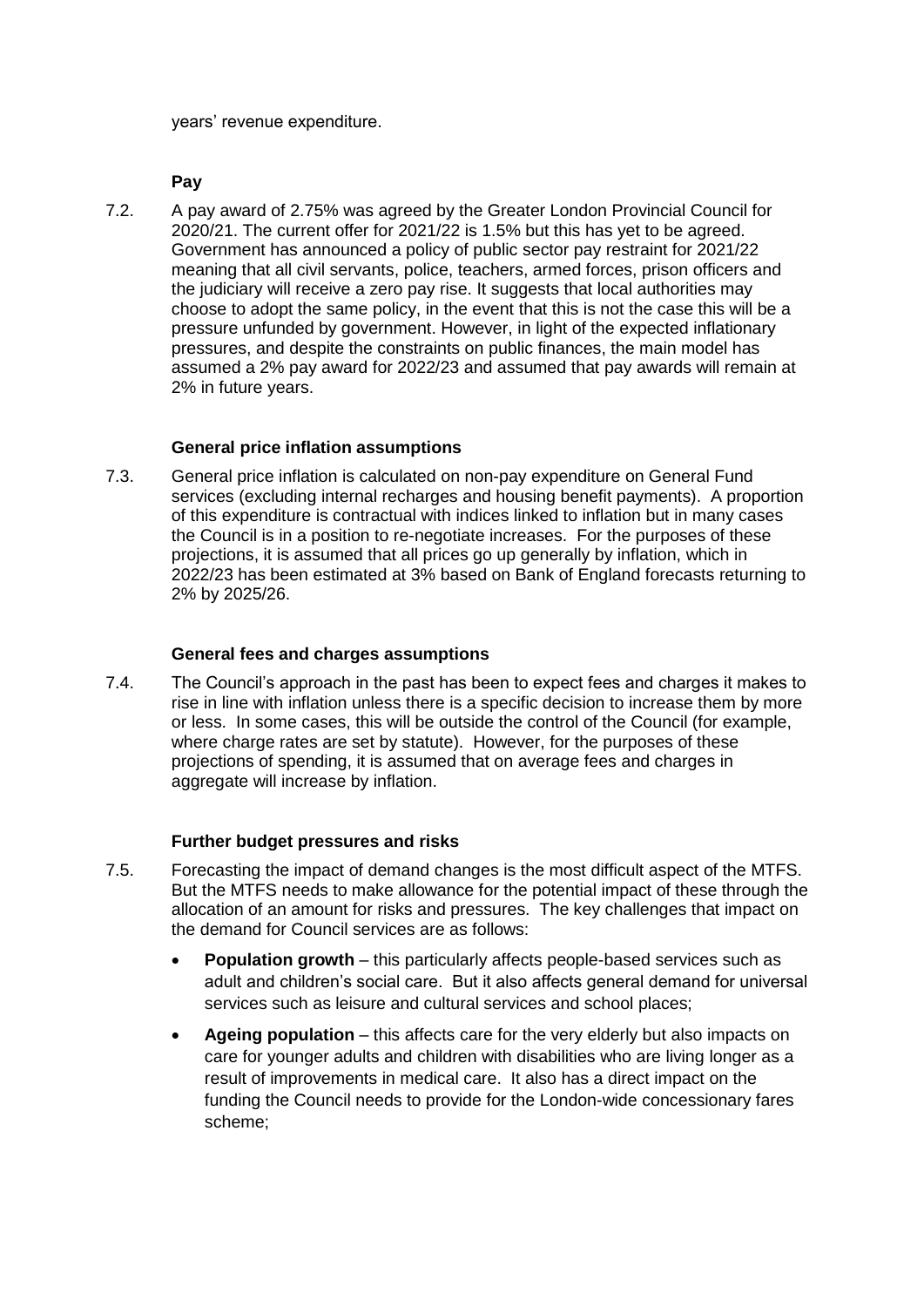years' revenue expenditure.

**Pay**

7.2. A pay award of 2.75% was agreed by the Greater London Provincial Council for 2020/21. The current offer for 2021/22 is 1.5% but this has yet to be agreed. Government has announced a policy of public sector pay restraint for 2021/22 meaning that all civil servants, police, teachers, armed forces, prison officers and the judiciary will receive a zero pay rise. It suggests that local authorities may choose to adopt the same policy, in the event that this is not the case this will be a pressure unfunded by government. However, in light of the expected inflationary pressures, and despite the constraints on public finances, the main model has assumed a 2% pay award for 2022/23 and assumed that pay awards will remain at 2% in future years.

**General price inflation assumptions**

7.3. General price inflation is calculated on non-pay expenditure on General Fund services (excluding internal recharges and housing benefit payments). A proportion of this expenditure is contractual with indices linked to inflation but in many cases the Council is in a position to re-negotiate increases. For the purposes of these projections, it is assumed that all prices go up generally by inflation, which in 2022/23 has been estimated at 3% based on Bank of England forecasts returning to 2% by 2025/26.

**General fees and charges assumptions**

7.4. The Council's approach in the past has been to expect fees and charges it makes to rise in line with inflation unless there is a specific decision to increase them by more or less. In some cases, this will be outside the control of the Council (for example, where charge rates are set by statute). However, for the purposes of these projections of spending, it is assumed that on average fees and charges in aggregate will increase by inflation.

**Further budget pressures and risks**

7.5. Forecasting the impact of demand changes is the most difficult aspect of the MTFS. But the MTFS needs to make allowance for the potential impact of these through the allocation of an amount for risks and pressures. The key challenges that impact on the demand for Council services are as follows:

- **Population growth** – this particularly affects people-based services such as adult and children's social care. But it also affects general demand for universal services such as leisure and cultural services and school places;
- **Ageing population** – this affects care for the very elderly but also impacts on care for younger adults and children with disabilities who are living longer as a result of improvements in medical care. It also has a direct impact on the funding the Council needs to provide for the London-wide concessionary fares scheme;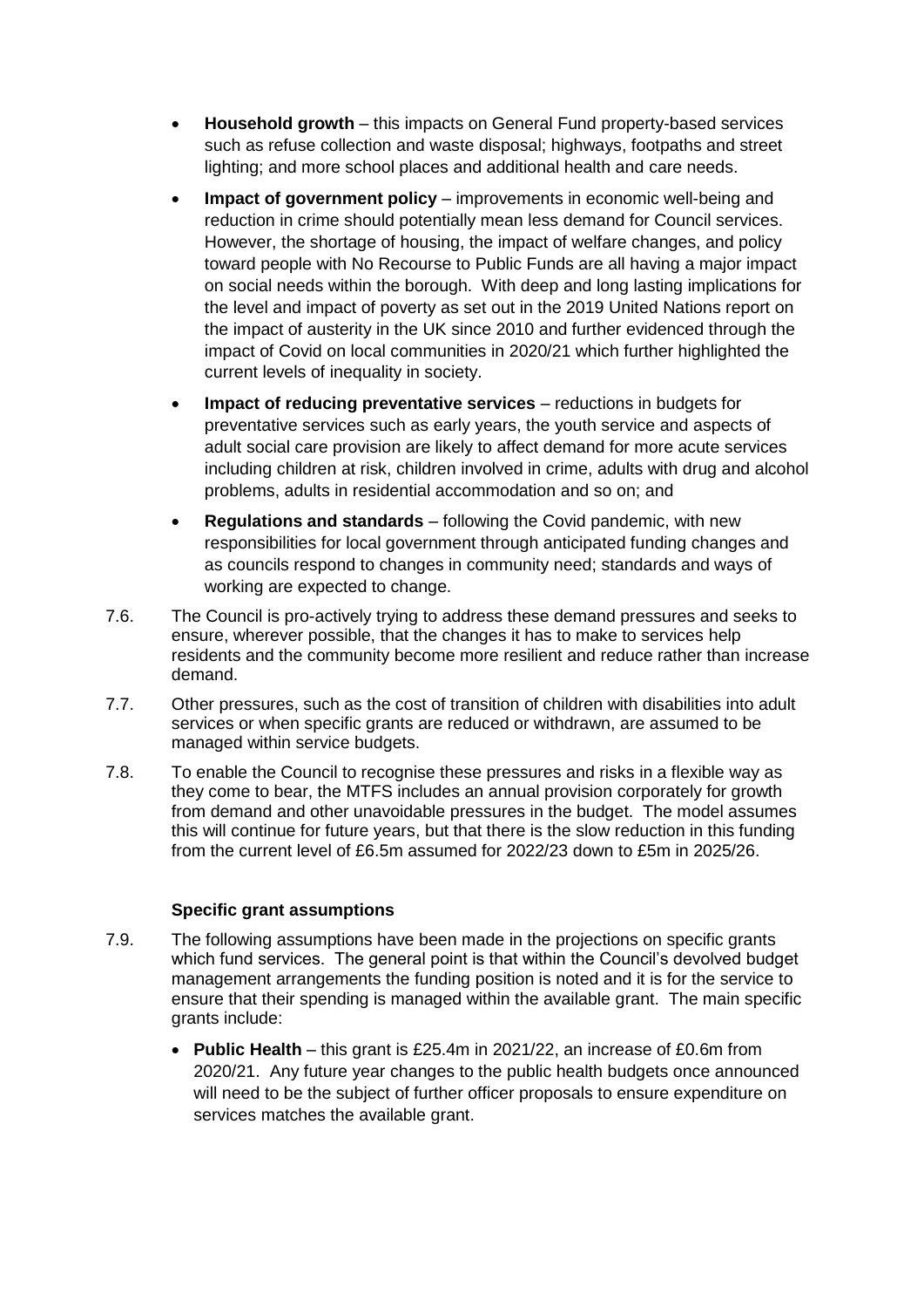- **Household growth** – this impacts on General Fund property-based services such as refuse collection and waste disposal; highways, footpaths and street lighting; and more school places and additional health and care needs.
- **Impact of government policy** – improvements in economic well-being and reduction in crime should potentially mean less demand for Council services. However, the shortage of housing, the impact of welfare changes, and policy toward people with No Recourse to Public Funds are all having a major impact on social needs within the borough. With deep and long lasting implications for the level and impact of poverty as set out in the 2019 United Nations report on the impact of austerity in the UK since 2010 and further evidenced through the impact of Covid on local communities in 2020/21 which further highlighted the current levels of inequality in society.
- **Impact of reducing preventative services** – reductions in budgets for preventative services such as early years, the youth service and aspects of adult social care provision are likely to affect demand for more acute services including children at risk, children involved in crime, adults with drug and alcohol problems, adults in residential accommodation and so on; and
- **Regulations and standards** – following the Covid pandemic, with new responsibilities for local government through anticipated funding changes and as councils respond to changes in community need; standards and ways of working are expected to change.

7.6. The Council is pro-actively trying to address these demand pressures and seeks to ensure, wherever possible, that the changes it has to make to services help residents and the community become more resilient and reduce rather than increase demand.

7.7. Other pressures, such as the cost of transition of children with disabilities into adult services or when specific grants are reduced or withdrawn, are assumed to be managed within service budgets.

7.8. To enable the Council to recognise these pressures and risks in a flexible way as they come to bear, the MTFS includes an annual provision corporately for growth from demand and other unavoidable pressures in the budget. The model assumes this will continue for future years, but that there is the slow reduction in this funding from the current level of £6.5m assumed for 2022/23 down to £5m in 2025/26.

**Specific grant assumptions**

7.9. The following assumptions have been made in the projections on specific grants which fund services. The general point is that within the Council's devolved budget management arrangements the funding position is noted and it is for the service to ensure that their spending is managed within the available grant. The main specific grants include:

- **Public Health** – this grant is £25.4m in 2021/22, an increase of £0.6m from 2020/21. Any future year changes to the public health budgets once announced will need to be the subject of further officer proposals to ensure expenditure on services matches the available grant.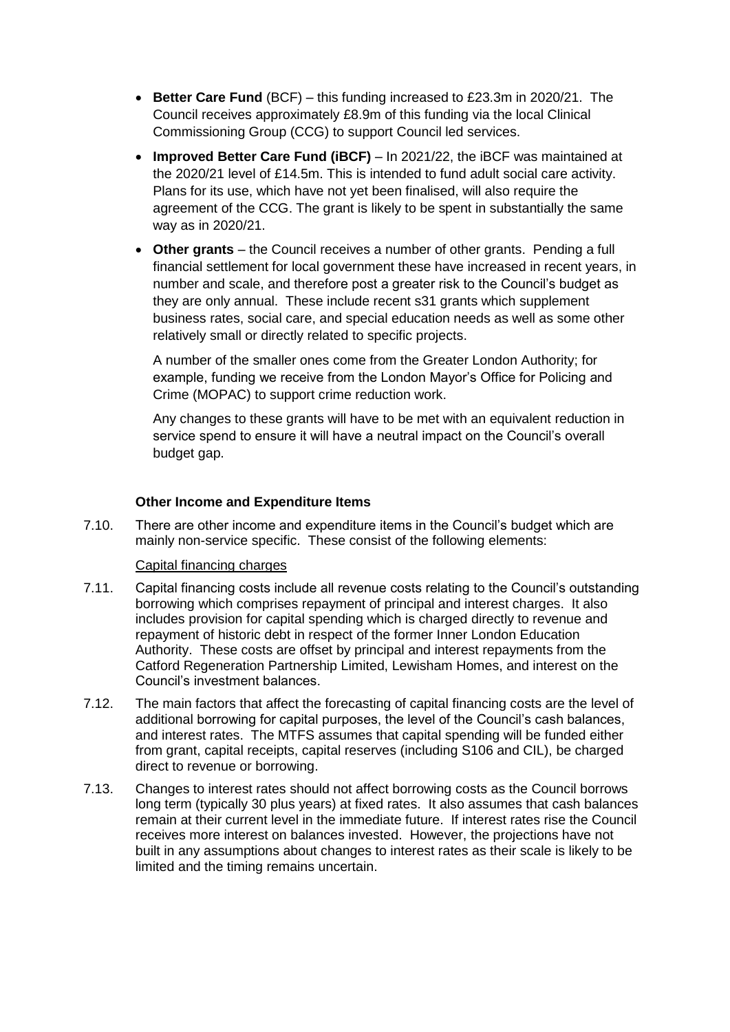- **Better Care Fund** (BCF) – this funding increased to £23.3m in 2020/21. The Council receives approximately £8.9m of this funding via the local Clinical Commissioning Group (CCG) to support Council led services.
- **Improved Better Care Fund (iBCF)** – In 2021/22, the iBCF was maintained at the 2020/21 level of £14.5m. This is intended to fund adult social care activity. Plans for its use, which have not yet been finalised, will also require the agreement of the CCG. The grant is likely to be spent in substantially the same way as in 2020/21.
- **Other grants** – the Council receives a number of other grants. Pending a full financial settlement for local government these have increased in recent years, in number and scale, and therefore post a greater risk to the Council's budget as they are only annual. These include recent s31 grants which supplement business rates, social care, and special education needs as well as some other relatively small or directly related to specific projects.

  A number of the smaller ones come from the Greater London Authority; for example, funding we receive from the London Mayor's Office for Policing and Crime (MOPAC) to support crime reduction work.

  Any changes to these grants will have to be met with an equivalent reduction in service spend to ensure it will have a neutral impact on the Council's overall budget gap.

### Other Income and Expenditure Items

7.10. There are other income and expenditure items in the Council's budget which are mainly non-service specific. These consist of the following elements:

Capital financing charges

7.11. Capital financing costs include all revenue costs relating to the Council's outstanding borrowing which comprises repayment of principal and interest charges. It also includes provision for capital spending which is charged directly to revenue and repayment of historic debt in respect of the former Inner London Education Authority. These costs are offset by principal and interest repayments from the Catford Regeneration Partnership Limited, Lewisham Homes, and interest on the Council's investment balances.

7.12. The main factors that affect the forecasting of capital financing costs are the level of additional borrowing for capital purposes, the level of the Council's cash balances, and interest rates. The MTFS assumes that capital spending will be funded either from grant, capital receipts, capital reserves (including S106 and CIL), be charged direct to revenue or borrowing.

7.13. Changes to interest rates should not affect borrowing costs as the Council borrows long term (typically 30 plus years) at fixed rates. It also assumes that cash balances remain at their current level in the immediate future. If interest rates rise the Council receives more interest on balances invested. However, the projections have not built in any assumptions about changes to interest rates as their scale is likely to be limited and the timing remains uncertain.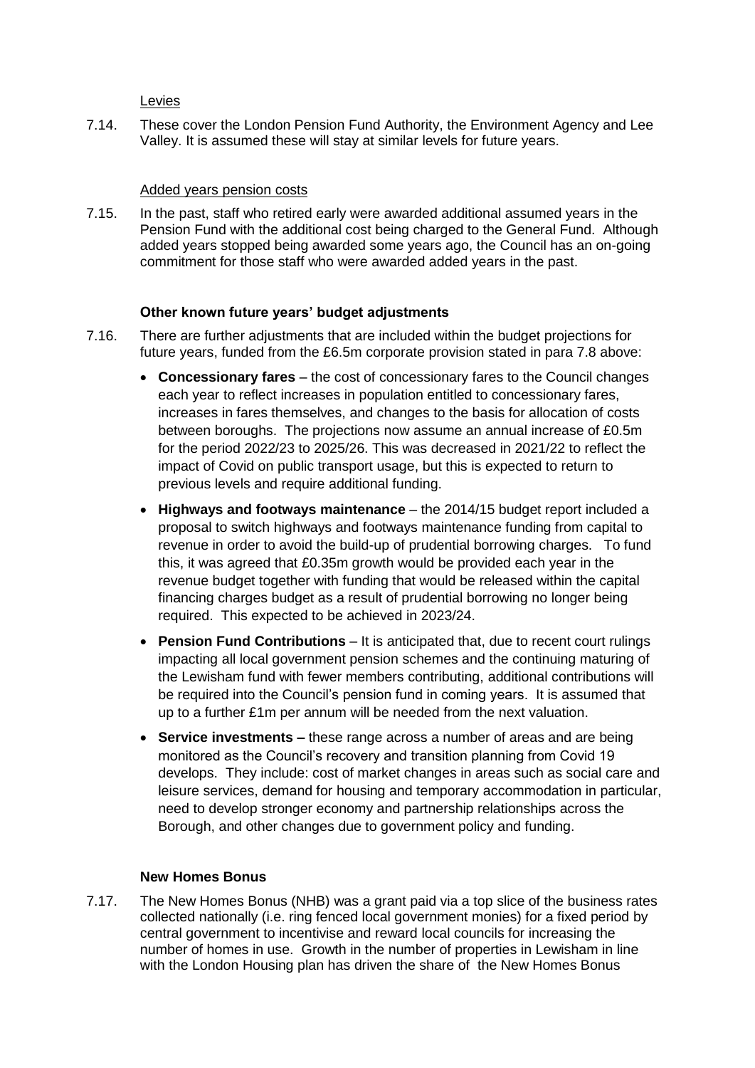Levies

7.14. These cover the London Pension Fund Authority, the Environment Agency and Lee Valley. It is assumed these will stay at similar levels for future years.

Added years pension costs

7.15. In the past, staff who retired early were awarded additional assumed years in the Pension Fund with the additional cost being charged to the General Fund. Although added years stopped being awarded some years ago, the Council has an on-going commitment for those staff who were awarded added years in the past.

**Other known future years' budget adjustments**

7.16. There are further adjustments that are included within the budget projections for future years, funded from the £6.5m corporate provision stated in para 7.8 above:

- **Concessionary fares** – the cost of concessionary fares to the Council changes each year to reflect increases in population entitled to concessionary fares, increases in fares themselves, and changes to the basis for allocation of costs between boroughs. The projections now assume an annual increase of £0.5m for the period 2022/23 to 2025/26. This was decreased in 2021/22 to reflect the impact of Covid on public transport usage, but this is expected to return to previous levels and require additional funding.
- **Highways and footways maintenance** – the 2014/15 budget report included a proposal to switch highways and footways maintenance funding from capital to revenue in order to avoid the build-up of prudential borrowing charges. To fund this, it was agreed that £0.35m growth would be provided each year in the revenue budget together with funding that would be released within the capital financing charges budget as a result of prudential borrowing no longer being required. This expected to be achieved in 2023/24.
- **Pension Fund Contributions** – It is anticipated that, due to recent court rulings impacting all local government pension schemes and the continuing maturing of the Lewisham fund with fewer members contributing, additional contributions will be required into the Council's pension fund in coming years. It is assumed that up to a further £1m per annum will be needed from the next valuation.
- **Service investments –** these range across a number of areas and are being monitored as the Council's recovery and transition planning from Covid 19 develops. They include: cost of market changes in areas such as social care and leisure services, demand for housing and temporary accommodation in particular, need to develop stronger economy and partnership relationships across the Borough, and other changes due to government policy and funding.

**New Homes Bonus**

7.17. The New Homes Bonus (NHB) was a grant paid via a top slice of the business rates collected nationally (i.e. ring fenced local government monies) for a fixed period by central government to incentivise and reward local councils for increasing the number of homes in use. Growth in the number of properties in Lewisham in line with the London Housing plan has driven the share of the New Homes Bonus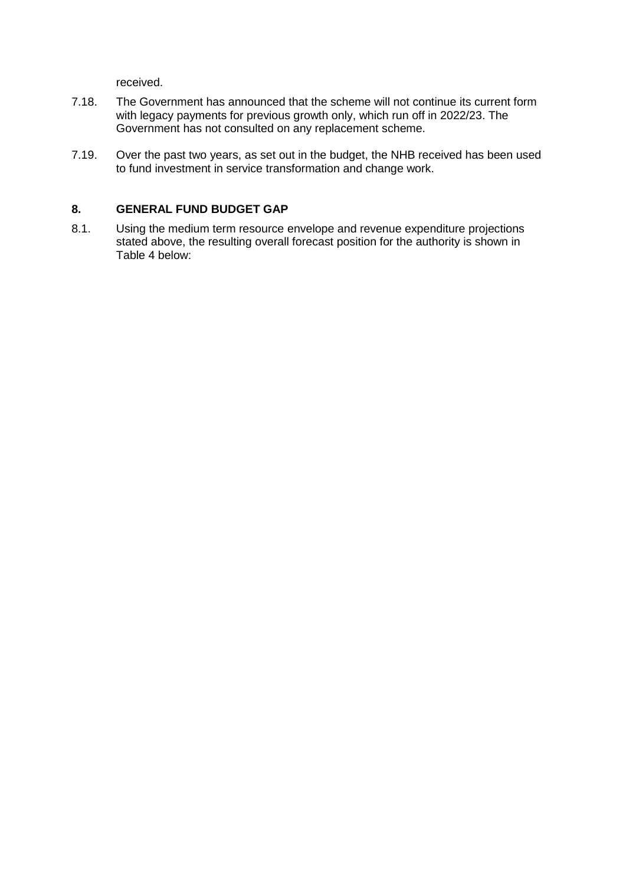received.

7.18. The Government has announced that the scheme will not continue its current form with legacy payments for previous growth only, which run off in 2022/23. The Government has not consulted on any replacement scheme.

7.19. Over the past two years, as set out in the budget, the NHB received has been used to fund investment in service transformation and change work.

## 8. GENERAL FUND BUDGET GAP

8.1. Using the medium term resource envelope and revenue expenditure projections stated above, the resulting overall forecast position for the authority is shown in Table 4 below: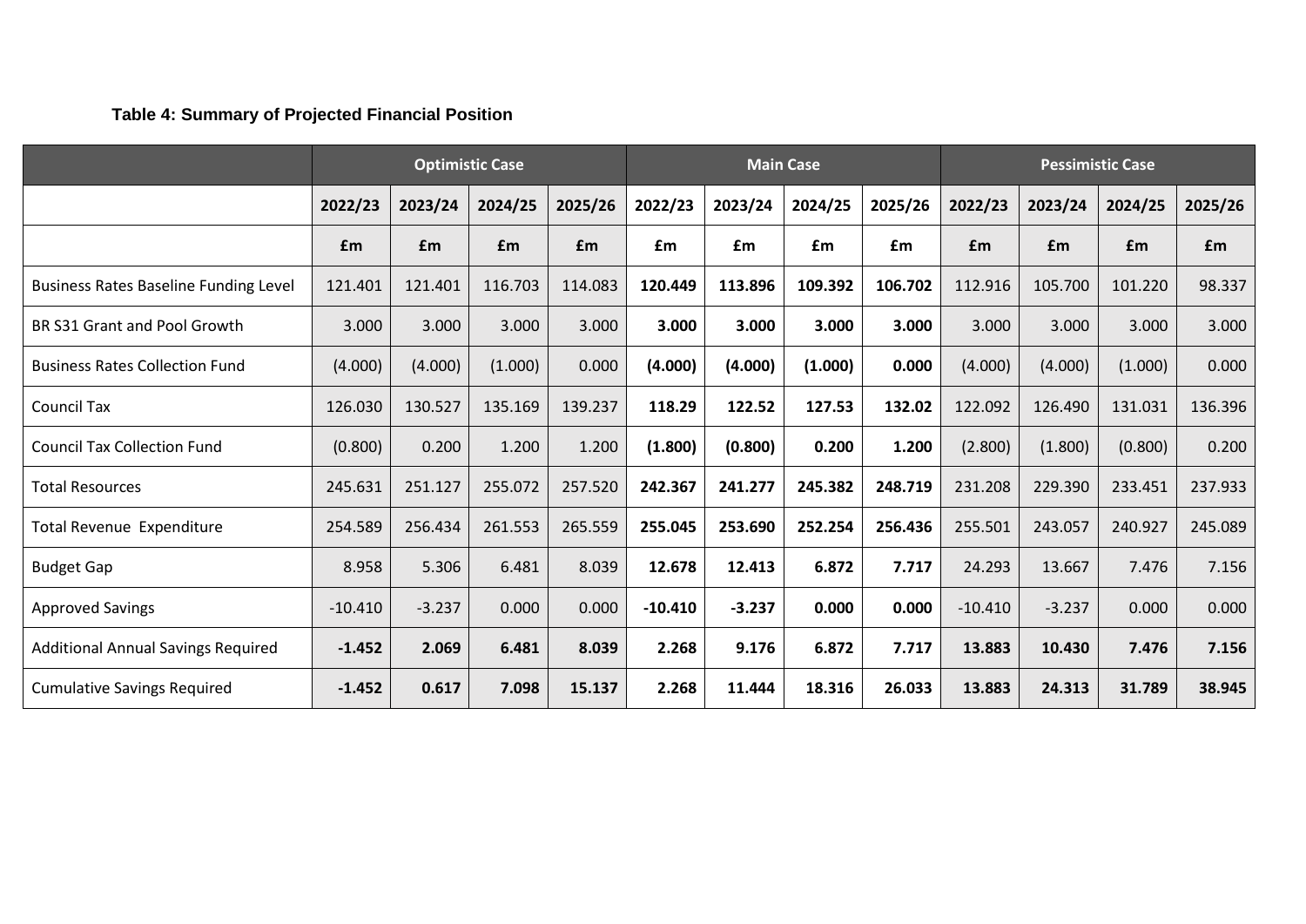**Table 4: Summary of Projected Financial Position**

| | Optimistic Case | | | | Main Case | | | | Pessimistic Case | | | |
|---|---|---|---|---|---|---|---|---|---|---|---|---|
| | 2022/23 | 2023/24 | 2024/25 | 2025/26 | 2022/23 | 2023/24 | 2024/25 | 2025/26 | 2022/23 | 2023/24 | 2024/25 | 2025/26 |
| | £m | £m | £m | £m | £m | £m | £m | £m | £m | £m | £m | £m |
| Business Rates Baseline Funding Level | 121.401 | 121.401 | 116.703 | 114.083 | **120.449** | **113.896** | **109.392** | **106.702** | 112.916 | 105.700 | 101.220 | 98.337 |
| BR S31 Grant and Pool Growth | 3.000 | 3.000 | 3.000 | 3.000 | **3.000** | **3.000** | **3.000** | **3.000** | 3.000 | 3.000 | 3.000 | 3.000 |
| Business Rates Collection Fund | (4.000) | (4.000) | (1.000) | 0.000 | **(4.000)** | **(4.000)** | **(1.000)** | **0.000** | (4.000) | (4.000) | (1.000) | 0.000 |
| Council Tax | 126.030 | 130.527 | 135.169 | 139.237 | **118.29** | **122.52** | **127.53** | **132.02** | 122.092 | 126.490 | 131.031 | 136.396 |
| Council Tax Collection Fund | (0.800) | 0.200 | 1.200 | 1.200 | **(1.800)** | **(0.800)** | **0.200** | **1.200** | (2.800) | (1.800) | (0.800) | 0.200 |
| Total Resources | 245.631 | 251.127 | 255.072 | 257.520 | **242.367** | **241.277** | **245.382** | **248.719** | 231.208 | 229.390 | 233.451 | 237.933 |
| Total Revenue Expenditure | 254.589 | 256.434 | 261.553 | 265.559 | **255.045** | **253.690** | **252.254** | **256.436** | 255.501 | 243.057 | 240.927 | 245.089 |
| Budget Gap | 8.958 | 5.306 | 6.481 | 8.039 | **12.678** | **12.413** | **6.872** | **7.717** | 24.293 | 13.667 | 7.476 | 7.156 |
| Approved Savings | -10.410 | -3.237 | 0.000 | 0.000 | **-10.410** | **-3.237** | **0.000** | **0.000** | -10.410 | -3.237 | 0.000 | 0.000 |
| Additional Annual Savings Required | **-1.452** | **2.069** | **6.481** | **8.039** | **2.268** | **9.176** | **6.872** | **7.717** | **13.883** | **10.430** | **7.476** | **7.156** |
| Cumulative Savings Required | **-1.452** | **0.617** | **7.098** | **15.137** | **2.268** | **11.444** | **18.316** | **26.033** | **13.883** | **24.313** | **31.789** | **38.945** |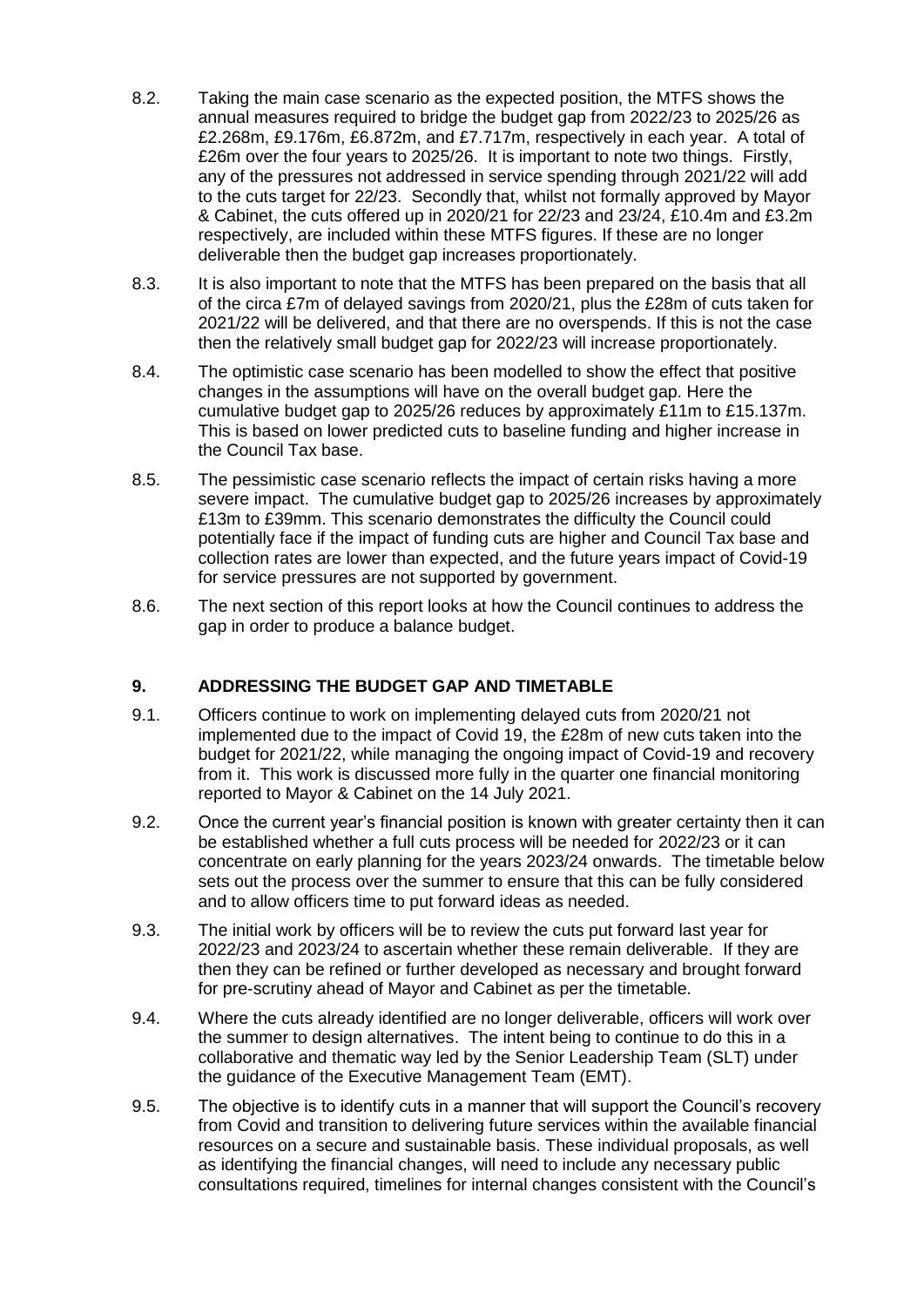8.2. Taking the main case scenario as the expected position, the MTFS shows the annual measures required to bridge the budget gap from 2022/23 to 2025/26 as £2.268m, £9.176m, £6.872m, and £7.717m, respectively in each year. A total of £26m over the four years to 2025/26. It is important to note two things. Firstly, any of the pressures not addressed in service spending through 2021/22 will add to the cuts target for 22/23. Secondly that, whilst not formally approved by Mayor & Cabinet, the cuts offered up in 2020/21 for 22/23 and 23/24, £10.4m and £3.2m respectively, are included within these MTFS figures. If these are no longer deliverable then the budget gap increases proportionately.

8.3. It is also important to note that the MTFS has been prepared on the basis that all of the circa £7m of delayed savings from 2020/21, plus the £28m of cuts taken for 2021/22 will be delivered, and that there are no overspends. If this is not the case then the relatively small budget gap for 2022/23 will increase proportionately.

8.4. The optimistic case scenario has been modelled to show the effect that positive changes in the assumptions will have on the overall budget gap. Here the cumulative budget gap to 2025/26 reduces by approximately £11m to £15.137m. This is based on lower predicted cuts to baseline funding and higher increase in the Council Tax base.

8.5. The pessimistic case scenario reflects the impact of certain risks having a more severe impact. The cumulative budget gap to 2025/26 increases by approximately £13m to £39mm. This scenario demonstrates the difficulty the Council could potentially face if the impact of funding cuts are higher and Council Tax base and collection rates are lower than expected, and the future years impact of Covid-19 for service pressures are not supported by government.

8.6. The next section of this report looks at how the Council continues to address the gap in order to produce a balance budget.

## 9. ADDRESSING THE BUDGET GAP AND TIMETABLE

9.1. Officers continue to work on implementing delayed cuts from 2020/21 not implemented due to the impact of Covid 19, the £28m of new cuts taken into the budget for 2021/22, while managing the ongoing impact of Covid-19 and recovery from it. This work is discussed more fully in the quarter one financial monitoring reported to Mayor & Cabinet on the 14 July 2021.

9.2. Once the current year's financial position is known with greater certainty then it can be established whether a full cuts process will be needed for 2022/23 or it can concentrate on early planning for the years 2023/24 onwards. The timetable below sets out the process over the summer to ensure that this can be fully considered and to allow officers time to put forward ideas as needed.

9.3. The initial work by officers will be to review the cuts put forward last year for 2022/23 and 2023/24 to ascertain whether these remain deliverable. If they are then they can be refined or further developed as necessary and brought forward for pre-scrutiny ahead of Mayor and Cabinet as per the timetable.

9.4. Where the cuts already identified are no longer deliverable, officers will work over the summer to design alternatives. The intent being to continue to do this in a collaborative and thematic way led by the Senior Leadership Team (SLT) under the guidance of the Executive Management Team (EMT).

9.5. The objective is to identify cuts in a manner that will support the Council's recovery from Covid and transition to delivering future services within the available financial resources on a secure and sustainable basis. These individual proposals, as well as identifying the financial changes, will need to include any necessary public consultations required, timelines for internal changes consistent with the Council's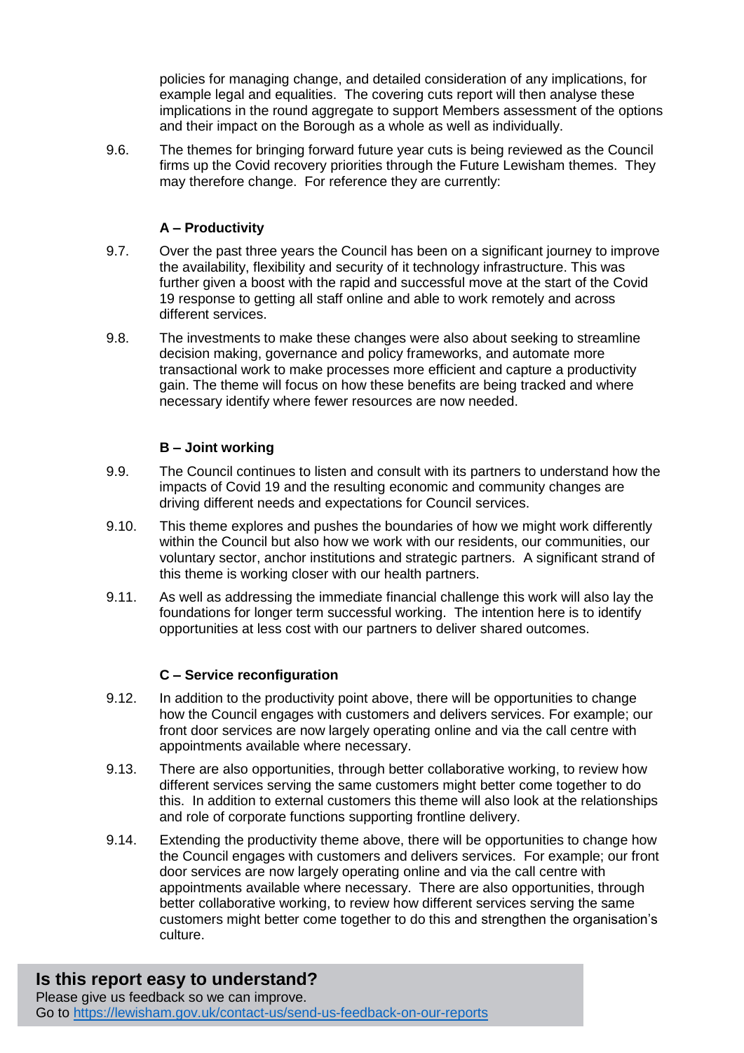policies for managing change, and detailed consideration of any implications, for example legal and equalities. The covering cuts report will then analyse these implications in the round aggregate to support Members assessment of the options and their impact on the Borough as a whole as well as individually.

9.6. The themes for bringing forward future year cuts is being reviewed as the Council firms up the Covid recovery priorities through the Future Lewisham themes. They may therefore change. For reference they are currently:

**A – Productivity**

9.7. Over the past three years the Council has been on a significant journey to improve the availability, flexibility and security of it technology infrastructure. This was further given a boost with the rapid and successful move at the start of the Covid 19 response to getting all staff online and able to work remotely and across different services.

9.8. The investments to make these changes were also about seeking to streamline decision making, governance and policy frameworks, and automate more transactional work to make processes more efficient and capture a productivity gain. The theme will focus on how these benefits are being tracked and where necessary identify where fewer resources are now needed.

**B – Joint working**

9.9. The Council continues to listen and consult with its partners to understand how the impacts of Covid 19 and the resulting economic and community changes are driving different needs and expectations for Council services.

9.10. This theme explores and pushes the boundaries of how we might work differently within the Council but also how we work with our residents, our communities, our voluntary sector, anchor institutions and strategic partners. A significant strand of this theme is working closer with our health partners.

9.11. As well as addressing the immediate financial challenge this work will also lay the foundations for longer term successful working. The intention here is to identify opportunities at less cost with our partners to deliver shared outcomes.

**C – Service reconfiguration**

9.12. In addition to the productivity point above, there will be opportunities to change how the Council engages with customers and delivers services. For example; our front door services are now largely operating online and via the call centre with appointments available where necessary.

9.13. There are also opportunities, through better collaborative working, to review how different services serving the same customers might better come together to do this. In addition to external customers this theme will also look at the relationships and role of corporate functions supporting frontline delivery.

9.14. Extending the productivity theme above, there will be opportunities to change how the Council engages with customers and delivers services. For example; our front door services are now largely operating online and via the call centre with appointments available where necessary. There are also opportunities, through better collaborative working, to review how different services serving the same customers might better come together to do this and strengthen the organisation's culture.

**Is this report easy to understand?**
Please give us feedback so we can improve.
Go to https://lewisham.gov.uk/contact-us/send-us-feedback-on-our-reports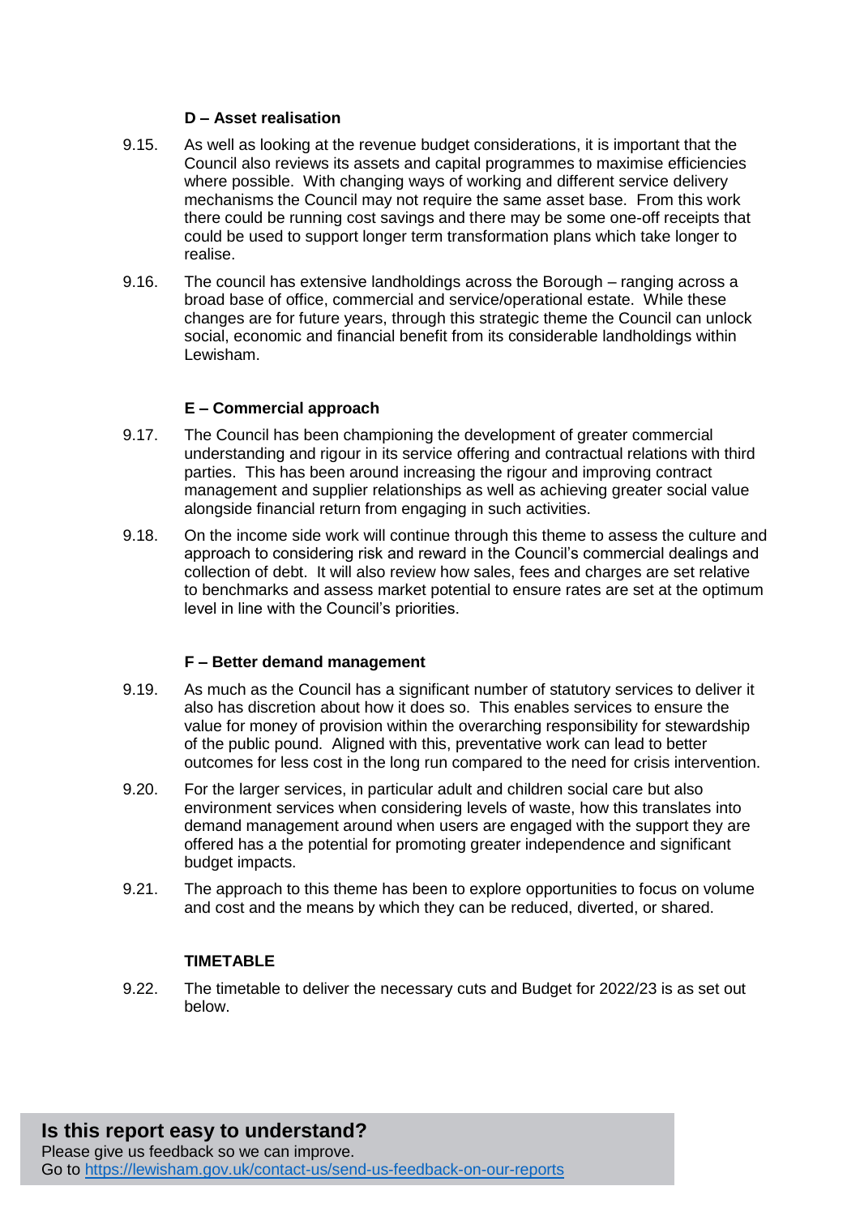**D – Asset realisation**

9.15. As well as looking at the revenue budget considerations, it is important that the Council also reviews its assets and capital programmes to maximise efficiencies where possible. With changing ways of working and different service delivery mechanisms the Council may not require the same asset base. From this work there could be running cost savings and there may be some one-off receipts that could be used to support longer term transformation plans which take longer to realise.

9.16. The council has extensive landholdings across the Borough – ranging across a broad base of office, commercial and service/operational estate. While these changes are for future years, through this strategic theme the Council can unlock social, economic and financial benefit from its considerable landholdings within Lewisham.

**E – Commercial approach**

9.17. The Council has been championing the development of greater commercial understanding and rigour in its service offering and contractual relations with third parties. This has been around increasing the rigour and improving contract management and supplier relationships as well as achieving greater social value alongside financial return from engaging in such activities.

9.18. On the income side work will continue through this theme to assess the culture and approach to considering risk and reward in the Council's commercial dealings and collection of debt. It will also review how sales, fees and charges are set relative to benchmarks and assess market potential to ensure rates are set at the optimum level in line with the Council's priorities.

**F – Better demand management**

9.19. As much as the Council has a significant number of statutory services to deliver it also has discretion about how it does so. This enables services to ensure the value for money of provision within the overarching responsibility for stewardship of the public pound. Aligned with this, preventative work can lead to better outcomes for less cost in the long run compared to the need for crisis intervention.

9.20. For the larger services, in particular adult and children social care but also environment services when considering levels of waste, how this translates into demand management around when users are engaged with the support they are offered has a the potential for promoting greater independence and significant budget impacts.

9.21. The approach to this theme has been to explore opportunities to focus on volume and cost and the means by which they can be reduced, diverted, or shared.

**TIMETABLE**

9.22. The timetable to deliver the necessary cuts and Budget for 2022/23 is as set out below.

**Is this report easy to understand?**
Please give us feedback so we can improve.
Go to [https://lewisham.gov.uk/contact-us/send-us-feedback-on-our-reports](https://lewisham.gov.uk/contact-us/send-us-feedback-on-our-reports)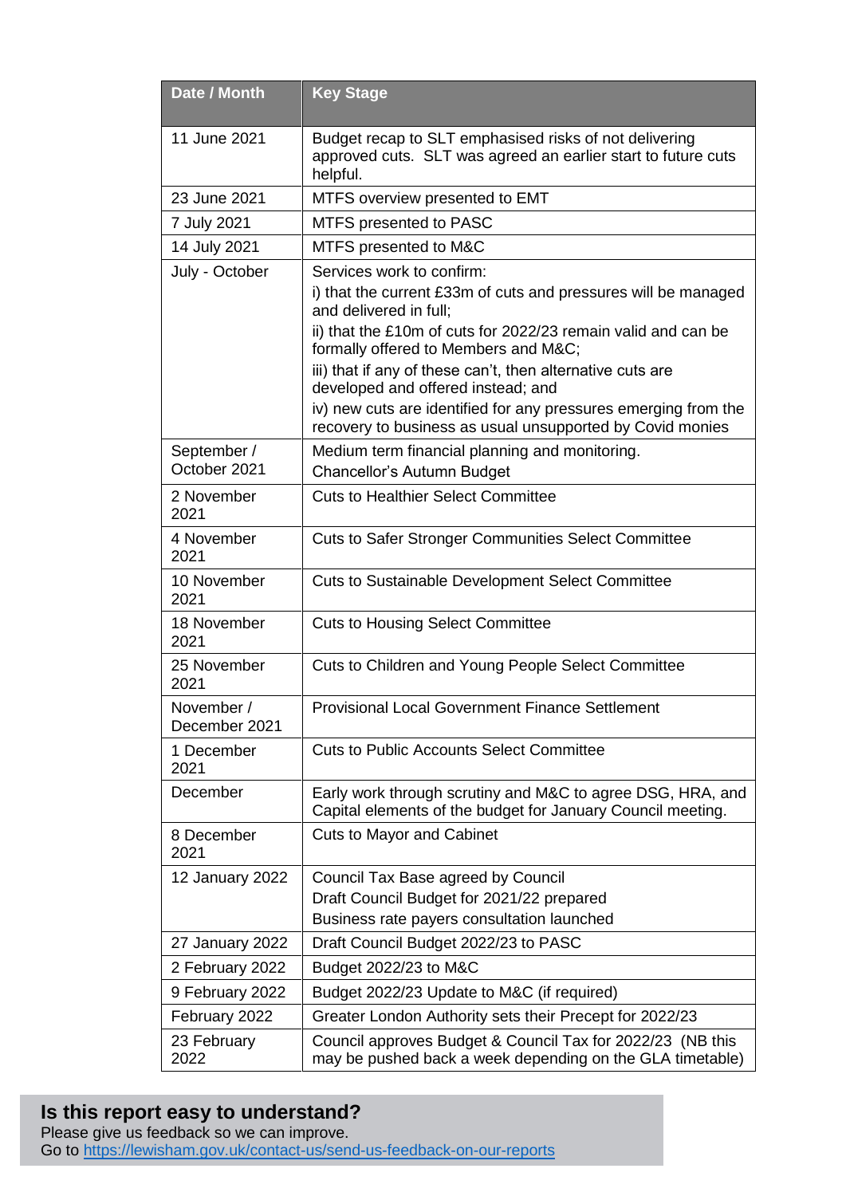| Date / Month | Key Stage |
| --- | --- |
| 11 June 2021 | Budget recap to SLT emphasised risks of not delivering approved cuts. SLT was agreed an earlier start to future cuts helpful. |
| 23 June 2021 | MTFS overview presented to EMT |
| 7 July 2021 | MTFS presented to PASC |
| 14 July 2021 | MTFS presented to M&C |
| July - October | Services work to confirm:<br>i) that the current £33m of cuts and pressures will be managed and delivered in full;<br>ii) that the £10m of cuts for 2022/23 remain valid and can be formally offered to Members and M&C;<br>iii) that if any of these can't, then alternative cuts are developed and offered instead; and<br>iv) new cuts are identified for any pressures emerging from the recovery to business as usual unsupported by Covid monies |
| September / October 2021 | Medium term financial planning and monitoring.<br>Chancellor's Autumn Budget |
| 2 November 2021 | Cuts to Healthier Select Committee |
| 4 November 2021 | Cuts to Safer Stronger Communities Select Committee |
| 10 November 2021 | Cuts to Sustainable Development Select Committee |
| 18 November 2021 | Cuts to Housing Select Committee |
| 25 November 2021 | Cuts to Children and Young People Select Committee |
| November / December 2021 | Provisional Local Government Finance Settlement |
| 1 December 2021 | Cuts to Public Accounts Select Committee |
| December | Early work through scrutiny and M&C to agree DSG, HRA, and Capital elements of the budget for January Council meeting. |
| 8 December 2021 | Cuts to Mayor and Cabinet |
| 12 January 2022 | Council Tax Base agreed by Council<br>Draft Council Budget for 2021/22 prepared<br>Business rate payers consultation launched |
| 27 January 2022 | Draft Council Budget 2022/23 to PASC |
| 2 February 2022 | Budget 2022/23 to M&C |
| 9 February 2022 | Budget 2022/23 Update to M&C (if required) |
| February 2022 | Greater London Authority sets their Precept for 2022/23 |
| 23 February 2022 | Council approves Budget & Council Tax for 2022/23 (NB this may be pushed back a week depending on the GLA timetable) |

**Is this report easy to understand?**
Please give us feedback so we can improve.
Go to https://lewisham.gov.uk/contact-us/send-us-feedback-on-our-reports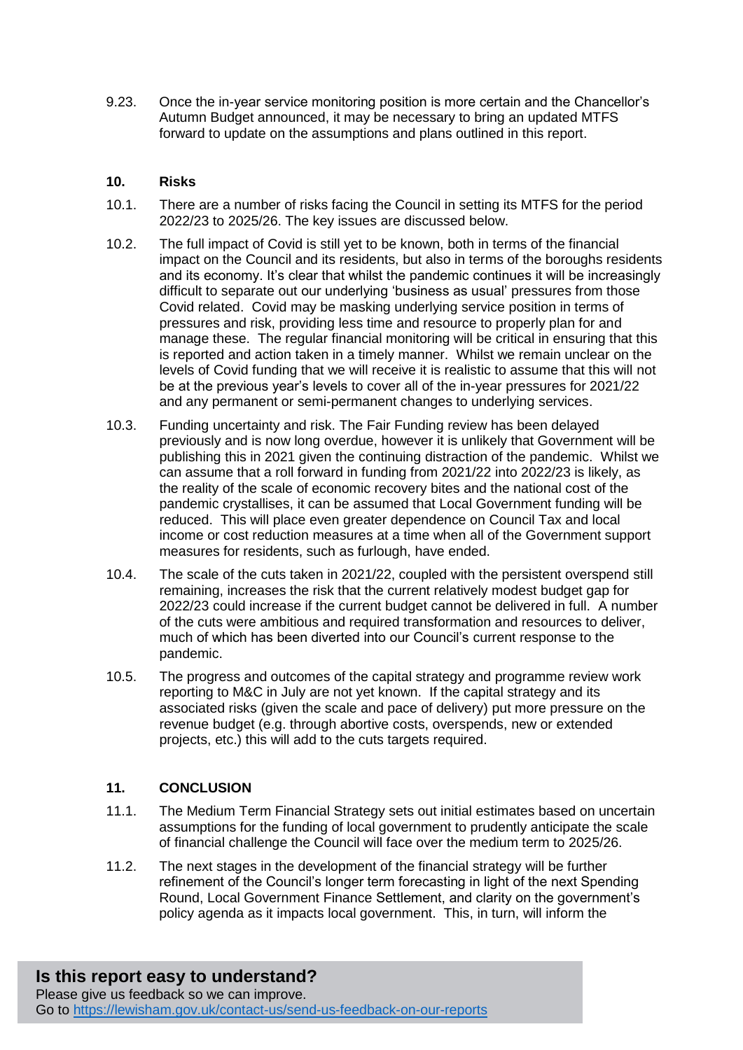9.23. Once the in-year service monitoring position is more certain and the Chancellor's Autumn Budget announced, it may be necessary to bring an updated MTFS forward to update on the assumptions and plans outlined in this report.

## 10. Risks

10.1. There are a number of risks facing the Council in setting its MTFS for the period 2022/23 to 2025/26. The key issues are discussed below.

10.2. The full impact of Covid is still yet to be known, both in terms of the financial impact on the Council and its residents, but also in terms of the boroughs residents and its economy. It's clear that whilst the pandemic continues it will be increasingly difficult to separate out our underlying 'business as usual' pressures from those Covid related. Covid may be masking underlying service position in terms of pressures and risk, providing less time and resource to properly plan for and manage these. The regular financial monitoring will be critical in ensuring that this is reported and action taken in a timely manner. Whilst we remain unclear on the levels of Covid funding that we will receive it is realistic to assume that this will not be at the previous year's levels to cover all of the in-year pressures for 2021/22 and any permanent or semi-permanent changes to underlying services.

10.3. Funding uncertainty and risk. The Fair Funding review has been delayed previously and is now long overdue, however it is unlikely that Government will be publishing this in 2021 given the continuing distraction of the pandemic. Whilst we can assume that a roll forward in funding from 2021/22 into 2022/23 is likely, as the reality of the scale of economic recovery bites and the national cost of the pandemic crystallises, it can be assumed that Local Government funding will be reduced. This will place even greater dependence on Council Tax and local income or cost reduction measures at a time when all of the Government support measures for residents, such as furlough, have ended.

10.4. The scale of the cuts taken in 2021/22, coupled with the persistent overspend still remaining, increases the risk that the current relatively modest budget gap for 2022/23 could increase if the current budget cannot be delivered in full. A number of the cuts were ambitious and required transformation and resources to deliver, much of which has been diverted into our Council's current response to the pandemic.

10.5. The progress and outcomes of the capital strategy and programme review work reporting to M&C in July are not yet known. If the capital strategy and its associated risks (given the scale and pace of delivery) put more pressure on the revenue budget (e.g. through abortive costs, overspends, new or extended projects, etc.) this will add to the cuts targets required.

## 11. CONCLUSION

11.1. The Medium Term Financial Strategy sets out initial estimates based on uncertain assumptions for the funding of local government to prudently anticipate the scale of financial challenge the Council will face over the medium term to 2025/26.

11.2. The next stages in the development of the financial strategy will be further refinement of the Council's longer term forecasting in light of the next Spending Round, Local Government Finance Settlement, and clarity on the government's policy agenda as it impacts local government. This, in turn, will inform the

**Is this report easy to understand?**
Please give us feedback so we can improve.
Go to https://lewisham.gov.uk/contact-us/send-us-feedback-on-our-reports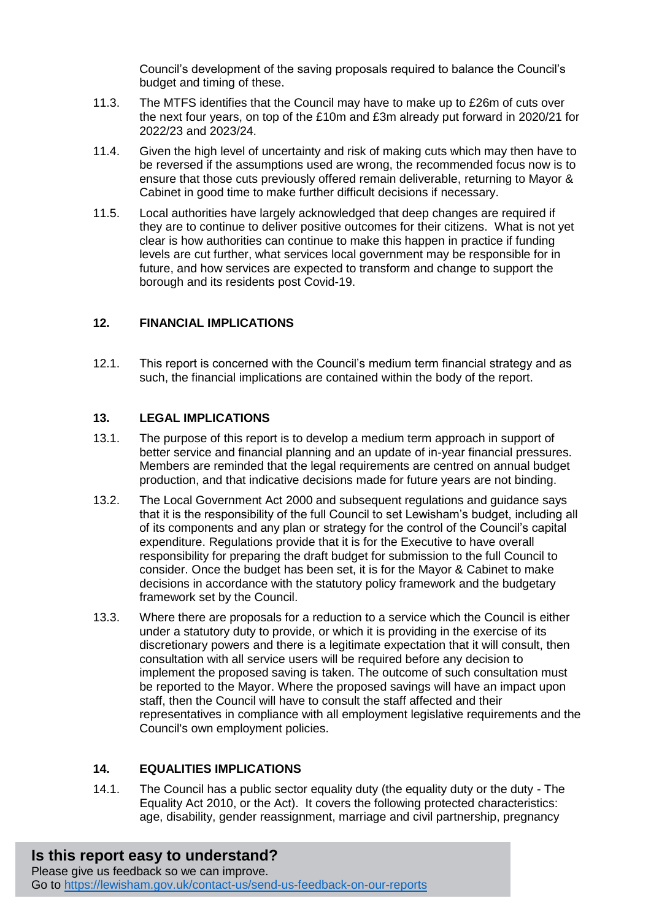Council's development of the saving proposals required to balance the Council's budget and timing of these.

11.3. The MTFS identifies that the Council may have to make up to £26m of cuts over the next four years, on top of the £10m and £3m already put forward in 2020/21 for 2022/23 and 2023/24.

11.4. Given the high level of uncertainty and risk of making cuts which may then have to be reversed if the assumptions used are wrong, the recommended focus now is to ensure that those cuts previously offered remain deliverable, returning to Mayor & Cabinet in good time to make further difficult decisions if necessary.

11.5. Local authorities have largely acknowledged that deep changes are required if they are to continue to deliver positive outcomes for their citizens. What is not yet clear is how authorities can continue to make this happen in practice if funding levels are cut further, what services local government may be responsible for in future, and how services are expected to transform and change to support the borough and its residents post Covid-19.

## 12. FINANCIAL IMPLICATIONS

12.1. This report is concerned with the Council's medium term financial strategy and as such, the financial implications are contained within the body of the report.

## 13. LEGAL IMPLICATIONS

13.1. The purpose of this report is to develop a medium term approach in support of better service and financial planning and an update of in-year financial pressures. Members are reminded that the legal requirements are centred on annual budget production, and that indicative decisions made for future years are not binding.

13.2. The Local Government Act 2000 and subsequent regulations and guidance says that it is the responsibility of the full Council to set Lewisham's budget, including all of its components and any plan or strategy for the control of the Council's capital expenditure. Regulations provide that it is for the Executive to have overall responsibility for preparing the draft budget for submission to the full Council to consider. Once the budget has been set, it is for the Mayor & Cabinet to make decisions in accordance with the statutory policy framework and the budgetary framework set by the Council.

13.3. Where there are proposals for a reduction to a service which the Council is either under a statutory duty to provide, or which it is providing in the exercise of its discretionary powers and there is a legitimate expectation that it will consult, then consultation with all service users will be required before any decision to implement the proposed saving is taken. The outcome of such consultation must be reported to the Mayor. Where the proposed savings will have an impact upon staff, then the Council will have to consult the staff affected and their representatives in compliance with all employment legislative requirements and the Council's own employment policies.

## 14. EQUALITIES IMPLICATIONS

14.1. The Council has a public sector equality duty (the equality duty or the duty - The Equality Act 2010, or the Act). It covers the following protected characteristics: age, disability, gender reassignment, marriage and civil partnership, pregnancy

**Is this report easy to understand?**
Please give us feedback so we can improve.
Go to https://lewisham.gov.uk/contact-us/send-us-feedback-on-our-reports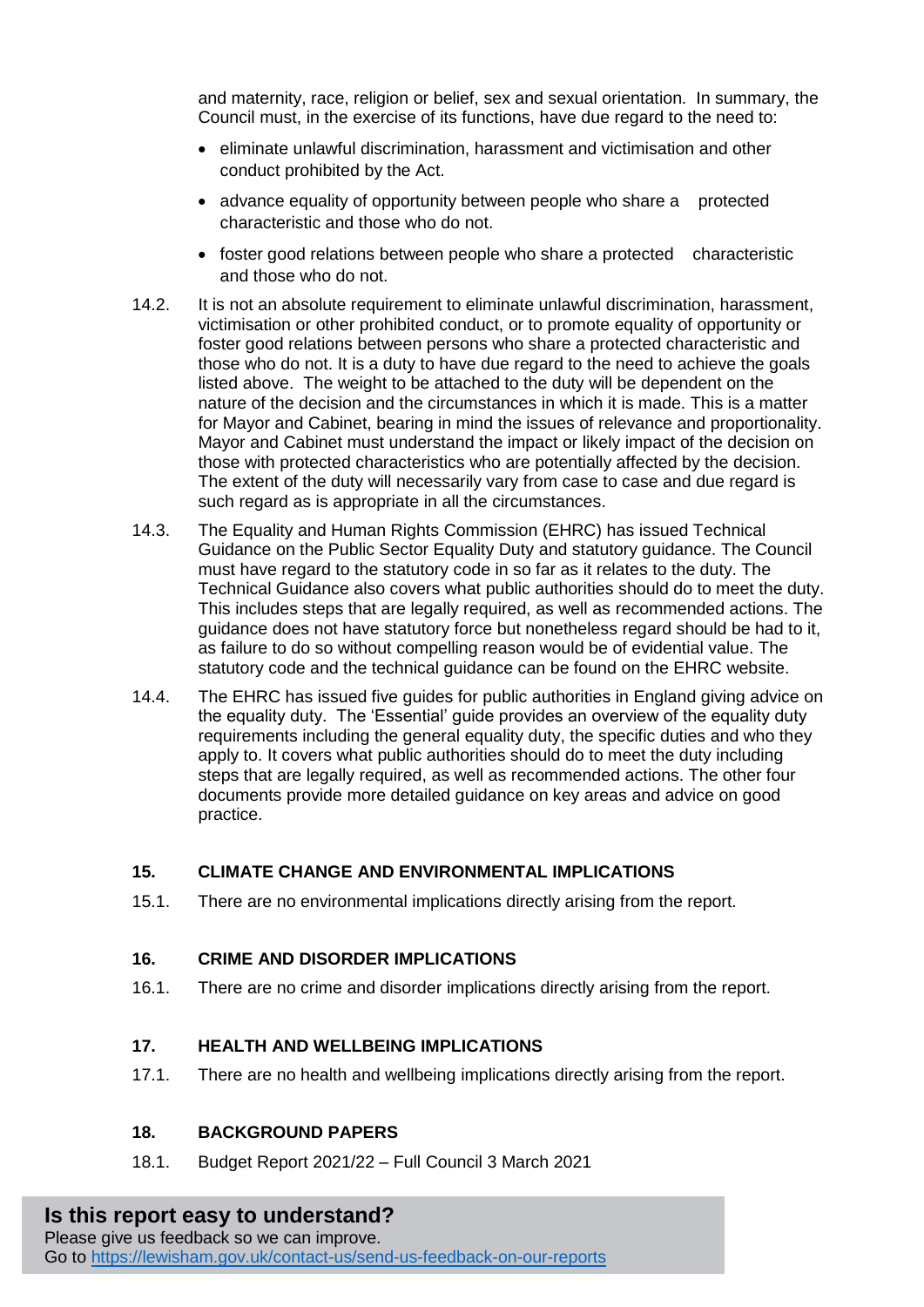and maternity, race, religion or belief, sex and sexual orientation. In summary, the Council must, in the exercise of its functions, have due regard to the need to:

- eliminate unlawful discrimination, harassment and victimisation and other conduct prohibited by the Act.
- advance equality of opportunity between people who share a protected characteristic and those who do not.
- foster good relations between people who share a protected characteristic and those who do not.

14.2. It is not an absolute requirement to eliminate unlawful discrimination, harassment, victimisation or other prohibited conduct, or to promote equality of opportunity or foster good relations between persons who share a protected characteristic and those who do not. It is a duty to have due regard to the need to achieve the goals listed above. The weight to be attached to the duty will be dependent on the nature of the decision and the circumstances in which it is made. This is a matter for Mayor and Cabinet, bearing in mind the issues of relevance and proportionality. Mayor and Cabinet must understand the impact or likely impact of the decision on those with protected characteristics who are potentially affected by the decision. The extent of the duty will necessarily vary from case to case and due regard is such regard as is appropriate in all the circumstances.

14.3. The Equality and Human Rights Commission (EHRC) has issued Technical Guidance on the Public Sector Equality Duty and statutory guidance. The Council must have regard to the statutory code in so far as it relates to the duty. The Technical Guidance also covers what public authorities should do to meet the duty. This includes steps that are legally required, as well as recommended actions. The guidance does not have statutory force but nonetheless regard should be had to it, as failure to do so without compelling reason would be of evidential value. The statutory code and the technical guidance can be found on the EHRC website.

14.4. The EHRC has issued five guides for public authorities in England giving advice on the equality duty. The 'Essential' guide provides an overview of the equality duty requirements including the general equality duty, the specific duties and who they apply to. It covers what public authorities should do to meet the duty including steps that are legally required, as well as recommended actions. The other four documents provide more detailed guidance on key areas and advice on good practice.

## 15. CLIMATE CHANGE AND ENVIRONMENTAL IMPLICATIONS

15.1. There are no environmental implications directly arising from the report.

## 16. CRIME AND DISORDER IMPLICATIONS

16.1. There are no crime and disorder implications directly arising from the report.

## 17. HEALTH AND WELLBEING IMPLICATIONS

17.1. There are no health and wellbeing implications directly arising from the report.

## 18. BACKGROUND PAPERS

18.1. Budget Report 2021/22 – Full Council 3 March 2021

**Is this report easy to understand?**
Please give us feedback so we can improve.
Go to https://lewisham.gov.uk/contact-us/send-us-feedback-on-our-reports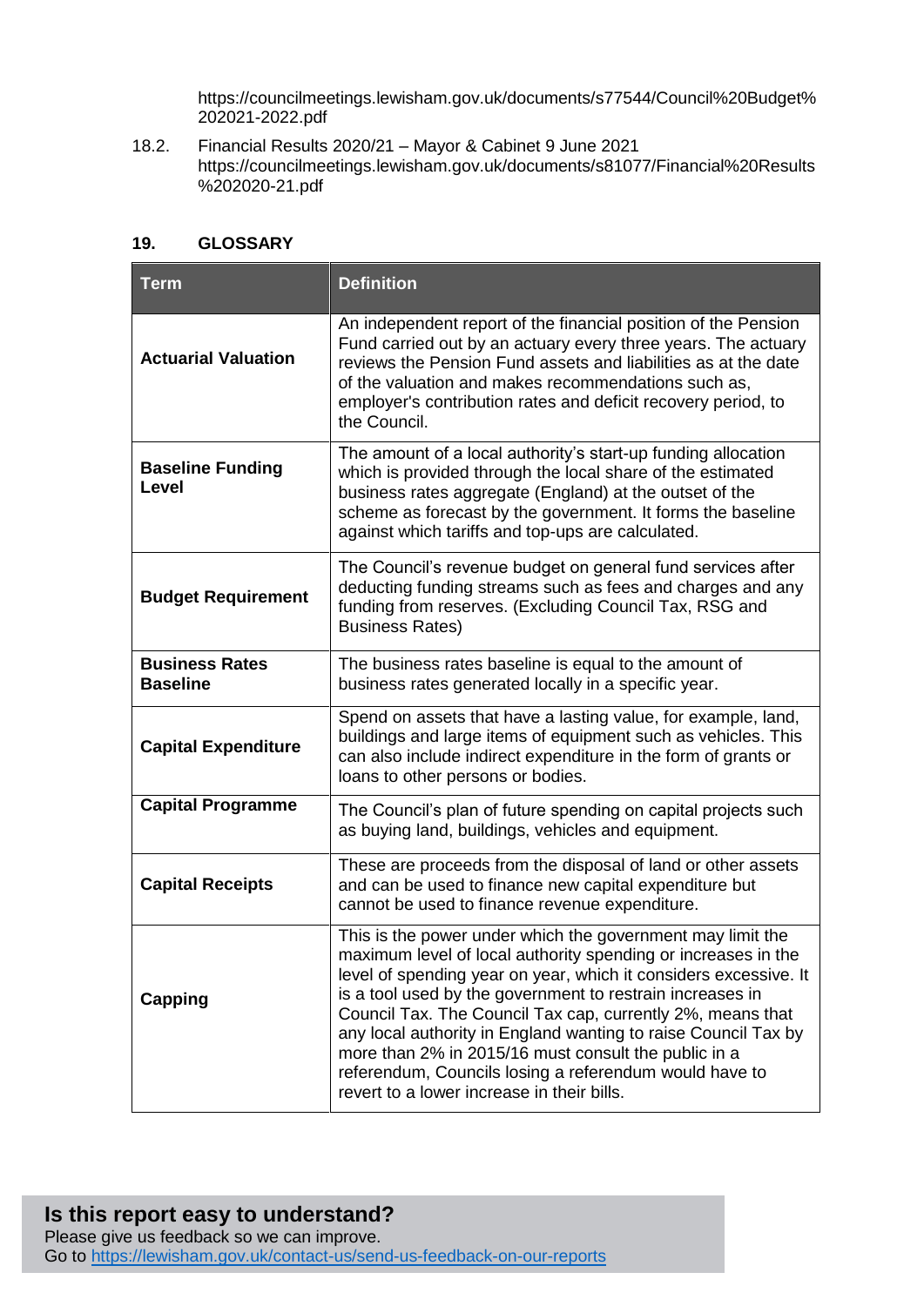https://councilmeetings.lewisham.gov.uk/documents/s77544/Council%20Budget%202021-2022.pdf

18.2. Financial Results 2020/21 – Mayor & Cabinet 9 June 2021 https://councilmeetings.lewisham.gov.uk/documents/s81077/Financial%20Results%202020-21.pdf

## 19. GLOSSARY

| Term | Definition |
|---|---|
| **Actuarial Valuation** | An independent report of the financial position of the Pension Fund carried out by an actuary every three years. The actuary reviews the Pension Fund assets and liabilities as at the date of the valuation and makes recommendations such as, employer's contribution rates and deficit recovery period, to the Council. |
| **Baseline Funding Level** | The amount of a local authority's start-up funding allocation which is provided through the local share of the estimated business rates aggregate (England) at the outset of the scheme as forecast by the government. It forms the baseline against which tariffs and top-ups are calculated. |
| **Budget Requirement** | The Council's revenue budget on general fund services after deducting funding streams such as fees and charges and any funding from reserves. (Excluding Council Tax, RSG and Business Rates) |
| **Business Rates Baseline** | The business rates baseline is equal to the amount of business rates generated locally in a specific year. |
| **Capital Expenditure** | Spend on assets that have a lasting value, for example, land, buildings and large items of equipment such as vehicles. This can also include indirect expenditure in the form of grants or loans to other persons or bodies. |
| **Capital Programme** | The Council's plan of future spending on capital projects such as buying land, buildings, vehicles and equipment. |
| **Capital Receipts** | These are proceeds from the disposal of land or other assets and can be used to finance new capital expenditure but cannot be used to finance revenue expenditure. |
| **Capping** | This is the power under which the government may limit the maximum level of local authority spending or increases in the level of spending year on year, which it considers excessive. It is a tool used by the government to restrain increases in Council Tax. The Council Tax cap, currently 2%, means that any local authority in England wanting to raise Council Tax by more than 2% in 2015/16 must consult the public in a referendum, Councils losing a referendum would have to revert to a lower increase in their bills. |

**Is this report easy to understand?**
Please give us feedback so we can improve.
Go to https://lewisham.gov.uk/contact-us/send-us-feedback-on-our-reports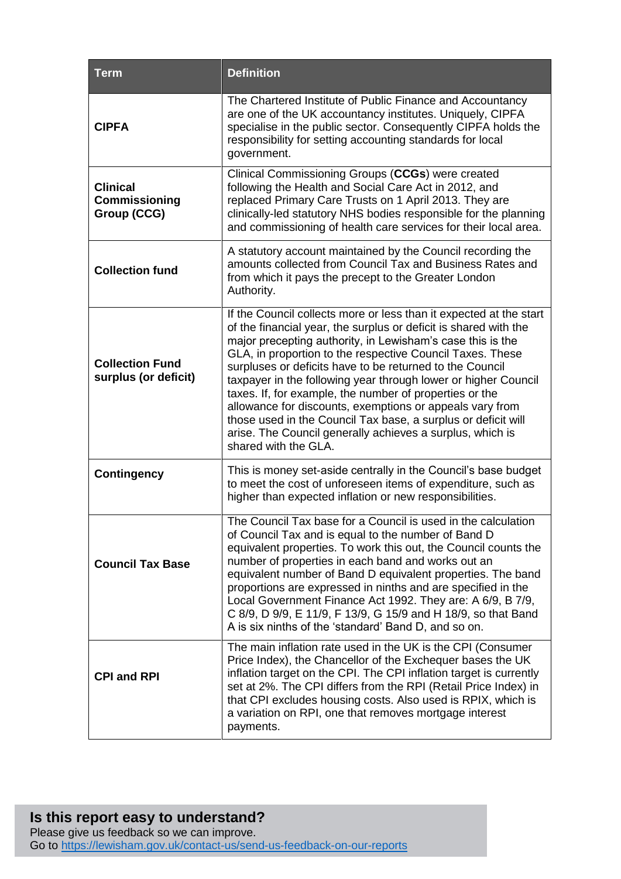| Term | Definition |
| --- | --- |
| **CIPFA** | The Chartered Institute of Public Finance and Accountancy are one of the UK accountancy institutes. Uniquely, CIPFA specialise in the public sector. Consequently CIPFA holds the responsibility for setting accounting standards for local government. |
| **Clinical Commissioning Group (CCG)** | Clinical Commissioning Groups (**CCGs**) were created following the Health and Social Care Act in 2012, and replaced Primary Care Trusts on 1 April 2013. They are clinically-led statutory NHS bodies responsible for the planning and commissioning of health care services for their local area. |
| **Collection fund** | A statutory account maintained by the Council recording the amounts collected from Council Tax and Business Rates and from which it pays the precept to the Greater London Authority. |
| **Collection Fund surplus (or deficit)** | If the Council collects more or less than it expected at the start of the financial year, the surplus or deficit is shared with the major precepting authority, in Lewisham's case this is the GLA, in proportion to the respective Council Taxes. These surpluses or deficits have to be returned to the Council taxpayer in the following year through lower or higher Council taxes. If, for example, the number of properties or the allowance for discounts, exemptions or appeals vary from those used in the Council Tax base, a surplus or deficit will arise. The Council generally achieves a surplus, which is shared with the GLA. |
| **Contingency** | This is money set-aside centrally in the Council's base budget to meet the cost of unforeseen items of expenditure, such as higher than expected inflation or new responsibilities. |
| **Council Tax Base** | The Council Tax base for a Council is used in the calculation of Council Tax and is equal to the number of Band D equivalent properties. To work this out, the Council counts the number of properties in each band and works out an equivalent number of Band D equivalent properties. The band proportions are expressed in ninths and are specified in the Local Government Finance Act 1992. They are: A 6/9, B 7/9, C 8/9, D 9/9, E 11/9, F 13/9, G 15/9 and H 18/9, so that Band A is six ninths of the 'standard' Band D, and so on. |
| **CPI and RPI** | The main inflation rate used in the UK is the CPI (Consumer Price Index), the Chancellor of the Exchequer bases the UK inflation target on the CPI. The CPI inflation target is currently set at 2%. The CPI differs from the RPI (Retail Price Index) in that CPI excludes housing costs. Also used is RPIX, which is a variation on RPI, one that removes mortgage interest payments. |

**Is this report easy to understand?**
Please give us feedback so we can improve.
Go to https://lewisham.gov.uk/contact-us/send-us-feedback-on-our-reports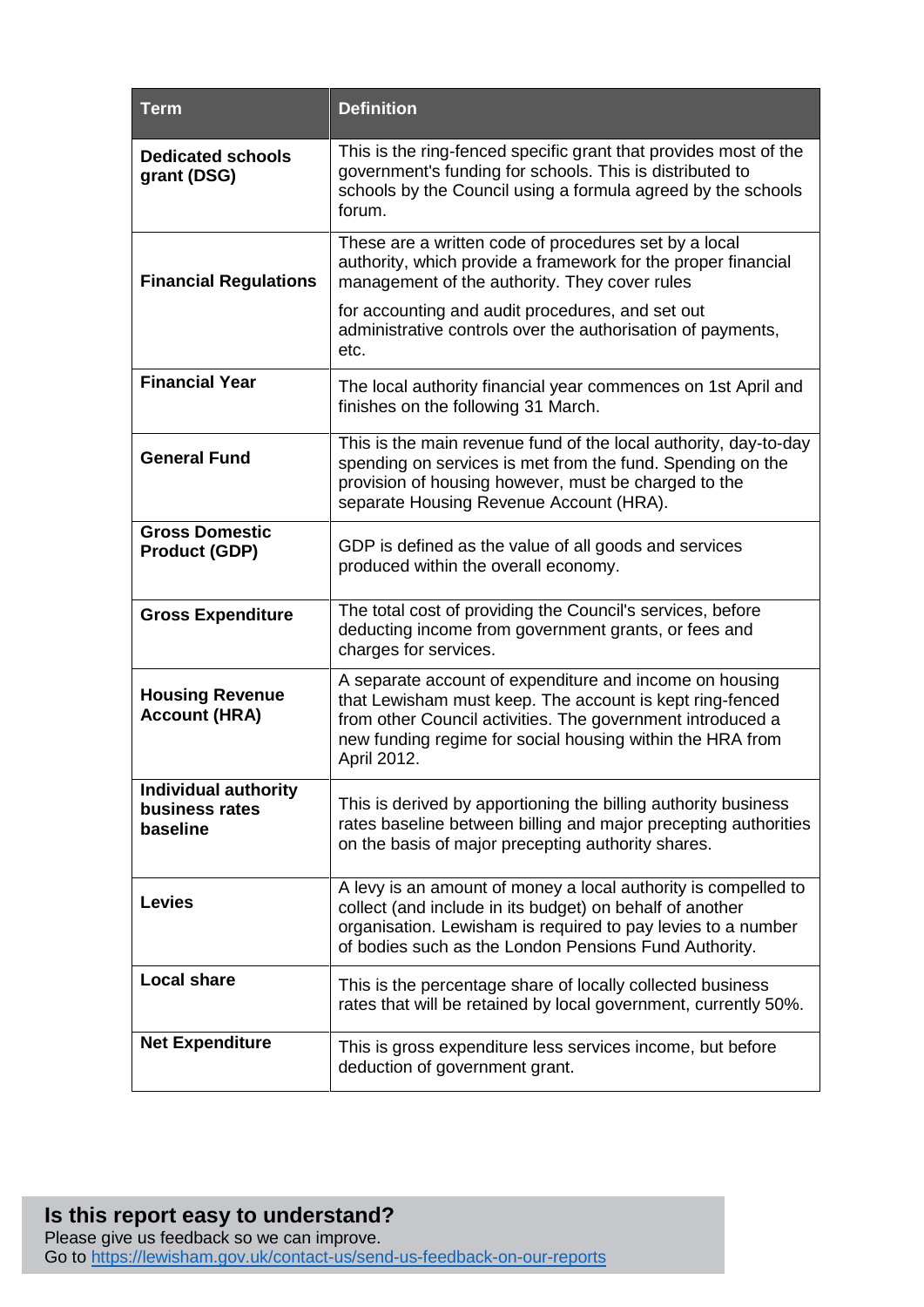| Term | Definition |
|---|---|
| **Dedicated schools grant (DSG)** | This is the ring-fenced specific grant that provides most of the government's funding for schools. This is distributed to schools by the Council using a formula agreed by the schools forum. |
| **Financial Regulations** | These are a written code of procedures set by a local authority, which provide a framework for the proper financial management of the authority. They cover rules for accounting and audit procedures, and set out administrative controls over the authorisation of payments, etc. |
| **Financial Year** | The local authority financial year commences on 1st April and finishes on the following 31 March. |
| **General Fund** | This is the main revenue fund of the local authority, day-to-day spending on services is met from the fund. Spending on the provision of housing however, must be charged to the separate Housing Revenue Account (HRA). |
| **Gross Domestic Product (GDP)** | GDP is defined as the value of all goods and services produced within the overall economy. |
| **Gross Expenditure** | The total cost of providing the Council's services, before deducting income from government grants, or fees and charges for services. |
| **Housing Revenue Account (HRA)** | A separate account of expenditure and income on housing that Lewisham must keep. The account is kept ring-fenced from other Council activities. The government introduced a new funding regime for social housing within the HRA from April 2012. |
| **Individual authority business rates baseline** | This is derived by apportioning the billing authority business rates baseline between billing and major precepting authorities on the basis of major precepting authority shares. |
| **Levies** | A levy is an amount of money a local authority is compelled to collect (and include in its budget) on behalf of another organisation. Lewisham is required to pay levies to a number of bodies such as the London Pensions Fund Authority. |
| **Local share** | This is the percentage share of locally collected business rates that will be retained by local government, currently 50%. |
| **Net Expenditure** | This is gross expenditure less services income, but before deduction of government grant. |

## Is this report easy to understand?

Please give us feedback so we can improve.
Go to [https://lewisham.gov.uk/contact-us/send-us-feedback-on-our-reports](https://lewisham.gov.uk/contact-us/send-us-feedback-on-our-reports)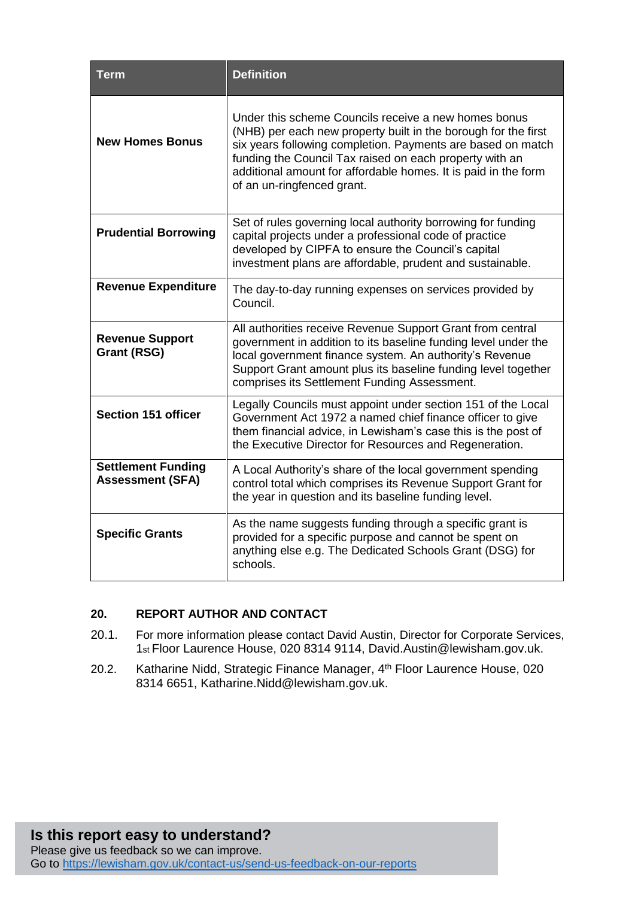| Term | Definition |
|---|---|
| **New Homes Bonus** | Under this scheme Councils receive a new homes bonus (NHB) per each new property built in the borough for the first six years following completion. Payments are based on match funding the Council Tax raised on each property with an additional amount for affordable homes. It is paid in the form of an un-ringfenced grant. |
| **Prudential Borrowing** | Set of rules governing local authority borrowing for funding capital projects under a professional code of practice developed by CIPFA to ensure the Council's capital investment plans are affordable, prudent and sustainable. |
| **Revenue Expenditure** | The day-to-day running expenses on services provided by Council. |
| **Revenue Support Grant (RSG)** | All authorities receive Revenue Support Grant from central government in addition to its baseline funding level under the local government finance system. An authority's Revenue Support Grant amount plus its baseline funding level together comprises its Settlement Funding Assessment. |
| **Section 151 officer** | Legally Councils must appoint under section 151 of the Local Government Act 1972 a named chief finance officer to give them financial advice, in Lewisham's case this is the post of the Executive Director for Resources and Regeneration. |
| **Settlement Funding Assessment (SFA)** | A Local Authority's share of the local government spending control total which comprises its Revenue Support Grant for the year in question and its baseline funding level. |
| **Specific Grants** | As the name suggests funding through a specific grant is provided for a specific purpose and cannot be spent on anything else e.g. The Dedicated Schools Grant (DSG) for schools. |

## 20. REPORT AUTHOR AND CONTACT

20.1. For more information please contact David Austin, Director for Corporate Services, 1st Floor Laurence House, 020 8314 9114, David.Austin@lewisham.gov.uk.

20.2. Katharine Nidd, Strategic Finance Manager, 4th Floor Laurence House, 020 8314 6651, Katharine.Nidd@lewisham.gov.uk.

**Is this report easy to understand?**
Please give us feedback so we can improve.
Go to https://lewisham.gov.uk/contact-us/send-us-feedback-on-our-reports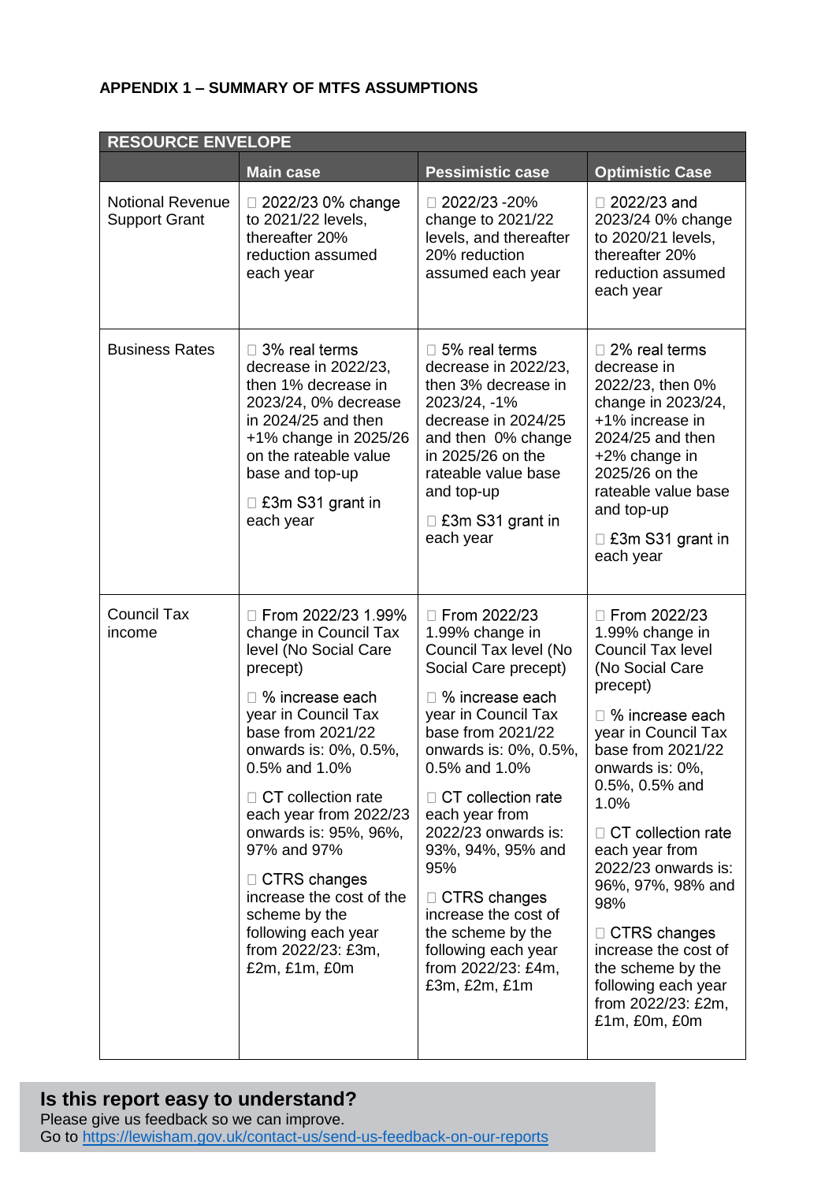**APPENDIX 1 – SUMMARY OF MTFS ASSUMPTIONS**

| RESOURCE ENVELOPE | | | |
|---|---|---|---|
| | **Main case** | **Pessimistic case** | **Optimistic Case** |
| Notional Revenue Support Grant | 2022/23 0% change to 2021/22 levels, thereafter 20% reduction assumed each year | 2022/23 -20% change to 2021/22 levels, and thereafter 20% reduction assumed each year | 2022/23 and 2023/24 0% change to 2020/21 levels, thereafter 20% reduction assumed each year |
| Business Rates | 3% real terms decrease in 2022/23, then 1% decrease in 2023/24, 0% decrease in 2024/25 and then +1% change in 2025/26 on the rateable value base and top-up<br><br>£3m S31 grant in each year | 5% real terms decrease in 2022/23, then 3% decrease in 2023/24, -1% decrease in 2024/25 and then 0% change in 2025/26 on the rateable value base and top-up<br><br>£3m S31 grant in each year | 2% real terms decrease in 2022/23, then 0% change in 2023/24, +1% increase in 2024/25 and then +2% change in 2025/26 on the rateable value base and top-up<br><br>£3m S31 grant in each year |
| Council Tax income | From 2022/23 1.99% change in Council Tax level (No Social Care precept)<br><br>% increase each year in Council Tax base from 2021/22 onwards is: 0%, 0.5%, 0.5% and 1.0%<br><br>CT collection rate each year from 2022/23 onwards is: 95%, 96%, 97% and 97%<br><br>CTRS changes increase the cost of the scheme by the following each year from 2022/23: £3m, £2m, £1m, £0m | From 2022/23 1.99% change in Council Tax level (No Social Care precept)<br><br>% increase each year in Council Tax base from 2021/22 onwards is: 0%, 0.5%, 0.5% and 1.0%<br><br>CT collection rate each year from 2022/23 onwards is: 93%, 94%, 95% and 95%<br><br>CTRS changes increase the cost of the scheme by the following each year from 2022/23: £4m, £3m, £2m, £1m | From 2022/23 1.99% change in Council Tax level (No Social Care precept)<br><br>% increase each year in Council Tax base from 2021/22 onwards is: 0%, 0.5%, 0.5% and 1.0%<br><br>CT collection rate each year from 2022/23 onwards is: 96%, 97%, 98% and 98%<br><br>CTRS changes increase the cost of the scheme by the following each year from 2022/23: £2m, £1m, £0m, £0m |

**Is this report easy to understand?**
Please give us feedback so we can improve.
Go to [https://lewisham.gov.uk/contact-us/send-us-feedback-on-our-reports](https://lewisham.gov.uk/contact-us/send-us-feedback-on-our-reports)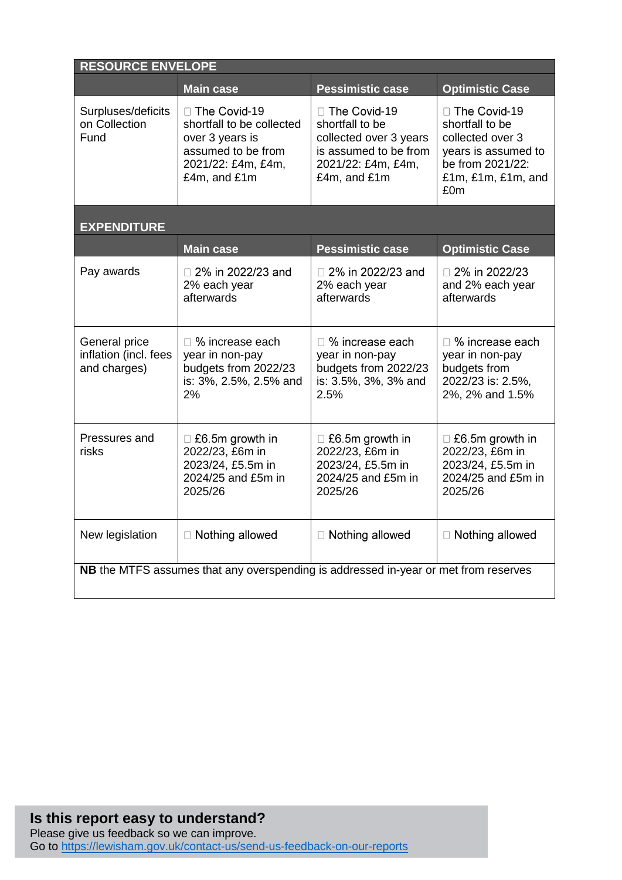| RESOURCE ENVELOPE | | | |
| --- | --- | --- | --- |
| | **Main case** | **Pessimistic case** | **Optimistic Case** |
| Surpluses/deficits on Collection Fund | The Covid-19 shortfall to be collected over 3 years is assumed to be from 2021/22: £4m, £4m, £4m, and £1m | The Covid-19 shortfall to be collected over 3 years is assumed to be from 2021/22: £4m, £4m, £4m, and £1m | The Covid-19 shortfall to be collected over 3 years is assumed to be from 2021/22: £1m, £1m, £1m, and £0m |
| **EXPENDITURE** | | | |
| | **Main case** | **Pessimistic case** | **Optimistic Case** |
| Pay awards | 2% in 2022/23 and 2% each year afterwards | 2% in 2022/23 and 2% each year afterwards | 2% in 2022/23 and 2% each year afterwards |
| General price inflation (incl. fees and charges) | % increase each year in non-pay budgets from 2022/23 is: 3%, 2.5%, 2.5% and 2% | % increase each year in non-pay budgets from 2022/23 is: 3.5%, 3%, 3% and 2.5% | % increase each year in non-pay budgets from 2022/23 is: 2.5%, 2%, 2% and 1.5% |
| Pressures and risks | £6.5m growth in 2022/23, £6m in 2023/24, £5.5m in 2024/25 and £5m in 2025/26 | £6.5m growth in 2022/23, £6m in 2023/24, £5.5m in 2024/25 and £5m in 2025/26 | £6.5m growth in 2022/23, £6m in 2023/24, £5.5m in 2024/25 and £5m in 2025/26 |
| New legislation | Nothing allowed | Nothing allowed | Nothing allowed |
| **NB** the MTFS assumes that any overspending is addressed in-year or met from reserves | | | |

**Is this report easy to understand?**

Please give us feedback so we can improve.
Go to https://lewisham.gov.uk/contact-us/send-us-feedback-on-our-reports